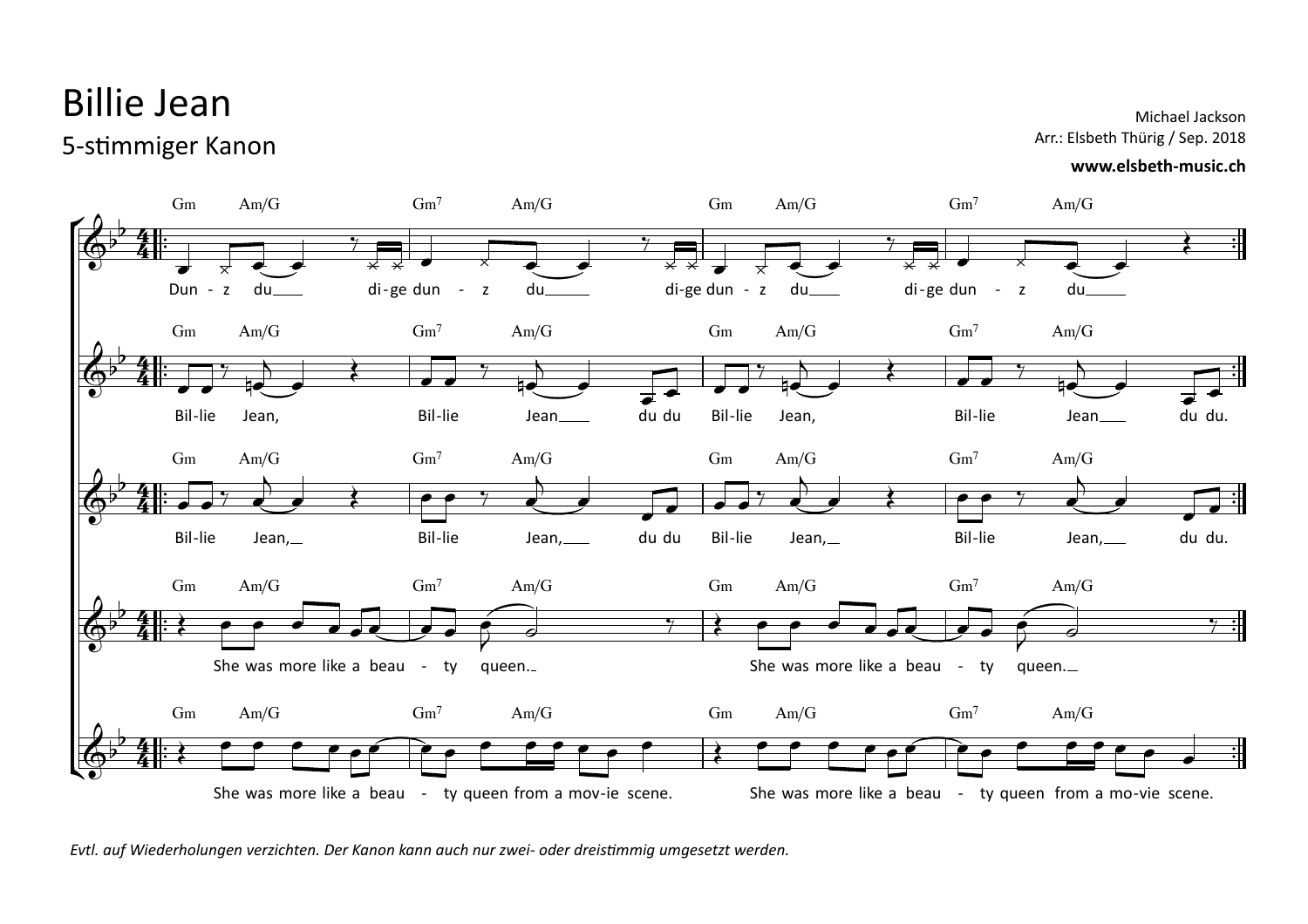# Billie Jean

5-stimmiger Kanon

Michael Jackson
Arr.: Elsbeth Thürig / Sep. 2018
**www.elsbeth-music.ch**

Dun - z du di-ge dun - z du di-ge dun - z du di-ge dun - z du

Bil-lie Jean, Bil-lie Jean du du Bil-lie Jean, Bil-lie Jean du du.

Bil-lie Jean, Bil-lie Jean, du du Bil-lie Jean, Bil-lie Jean, du du.

She was more like a beau - ty queen. She was more like a beau - ty queen.

She was more like a beau - ty queen from a mov-ie scene. She was more like a beau - ty queen from a mo-vie scene.

*Evtl. auf Wiederholungen verzichten. Der Kanon kann auch nur zwei- oder dreistimmig umgesetzt werden.*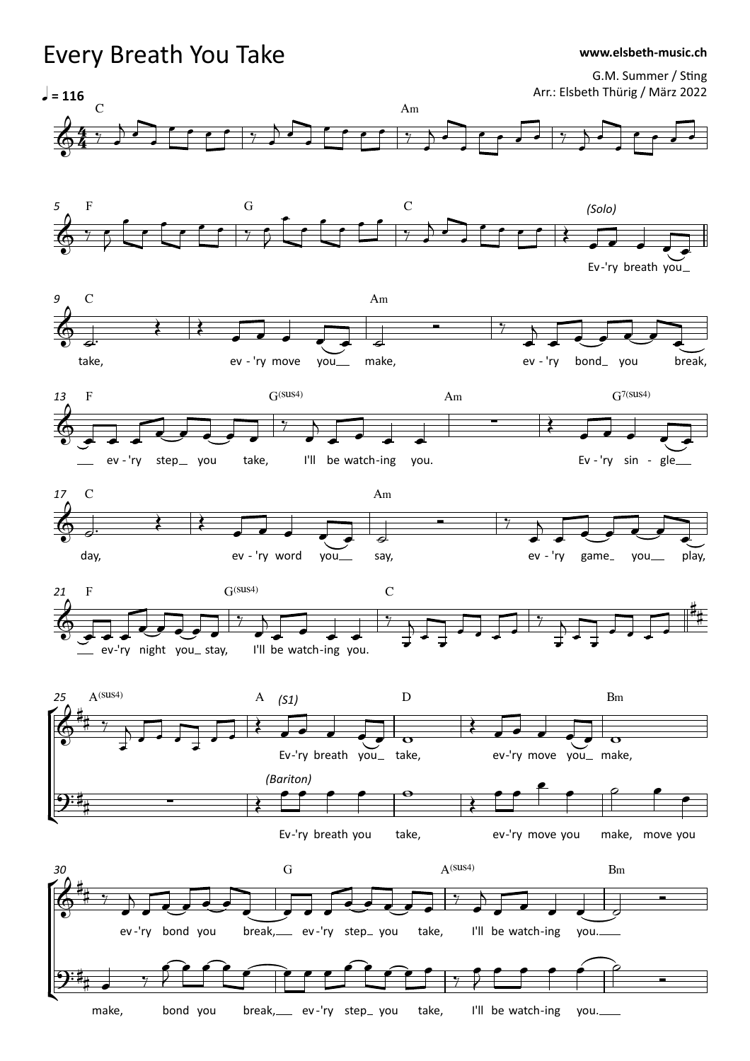# Every Breath You Take

**www.elsbeth-music.ch**

G.M. Summer / Sting
Arr.: Elsbeth Thürig / März 2022

♩ = 116

C | Am | F | G | C | *(Solo)*

Ev-'ry breath you take, ev-'ry move you make, ev-'ry bond you break, ev-'ry step you take, I'll be watch-ing you.

Ev-'ry sin-gle day, ev-'ry word you say, ev-'ry game you play, ev-'ry night you stay, I'll be watch-ing you.

*(S1)*
Ev-'ry breath you take, ev-'ry move you make, ev-'ry bond you break, ev-'ry step you take, I'll be watch-ing you.

*(Bariton)*
Ev-'ry breath you take, ev-'ry move you make, move you make, bond you break, ev-'ry step you take, I'll be watch-ing you.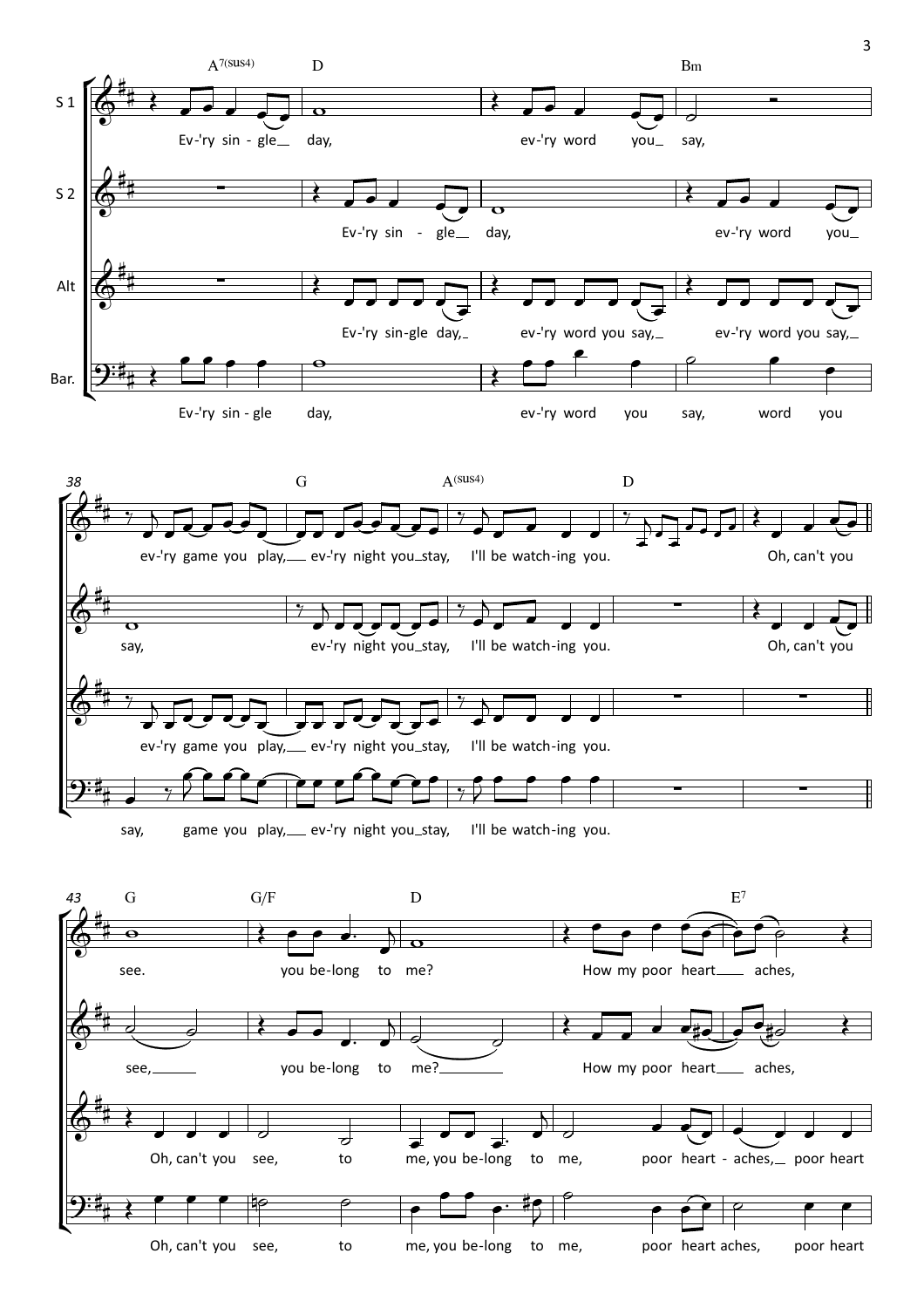S 1

S 2

Alt

Bar.

A7(sus4) D Bm

S 1: Ev-'ry sin - gle day, ev-'ry word you say,

S 2: Ev-'ry sin - gle day, ev-'ry word you

Alt: Ev-'ry sin-gle day, ev-'ry word you say, ev-'ry word you say,

Bar.: Ev-'ry sin - gle day, ev-'ry word you say, word you

38

G A(sus4) D

S 1: ev-'ry game you play, ev-'ry night you stay, I'll be watch-ing you. Oh, can't you

S 2: say, ev-'ry night you stay, I'll be watch-ing you. Oh, can't you

Alt: ev-'ry game you play, ev-'ry night you stay, I'll be watch-ing you.

Bar.: say, game you play, ev-'ry night you stay, I'll be watch-ing you.

43

G G/F D E7

S 1: see. you be-long to me? How my poor heart aches,

S 2: see, you be-long to me? How my poor heart aches,

Alt: Oh, can't you see, to me, you be-long to me, poor heart - aches, poor heart

Bar.: Oh, can't you see, to me, you be-long to me, poor heart aches, poor heart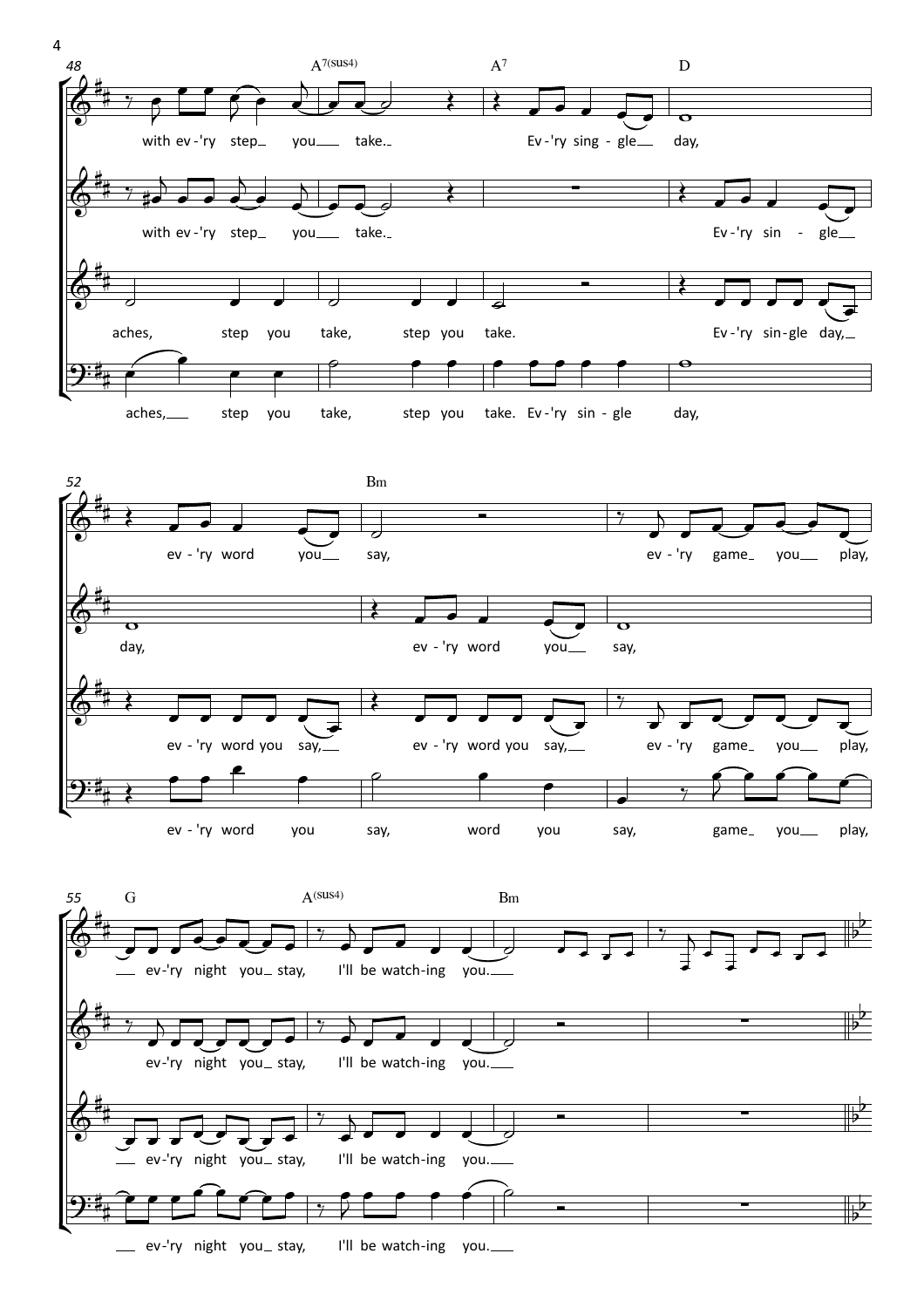**48** A7(sus4) A7 D

with ev-'ry step\_ you\_\_ take.\_ Ev-'ry sing-gle\_\_ day,

with ev-'ry step\_ you\_\_ take.\_ Ev-'ry sin - gle\_\_

aches, step you take, step you take. Ev-'ry sin-gle day,\_\_

aches,\_\_ step you take, step you take. Ev-'ry sin - gle day,

**52** Bm

ev-'ry word you\_\_ say, ev-'ry game\_ you\_\_ play,

day, ev-'ry word you\_\_ say,

ev-'ry word you say,\_\_ ev-'ry word you say,\_\_ ev-'ry game\_ you\_\_ play,

ev-'ry word you say, word you say, game\_ you\_\_ play,

**55** G A(sus4) Bm

\_\_ ev-'ry night you\_ stay, I'll be watch-ing you.\_\_

ev-'ry night you\_ stay, I'll be watch-ing you.\_\_

\_\_ ev-'ry night you\_ stay, I'll be watch-ing you.\_\_

\_\_ ev-'ry night you\_ stay, I'll be watch-ing you.\_\_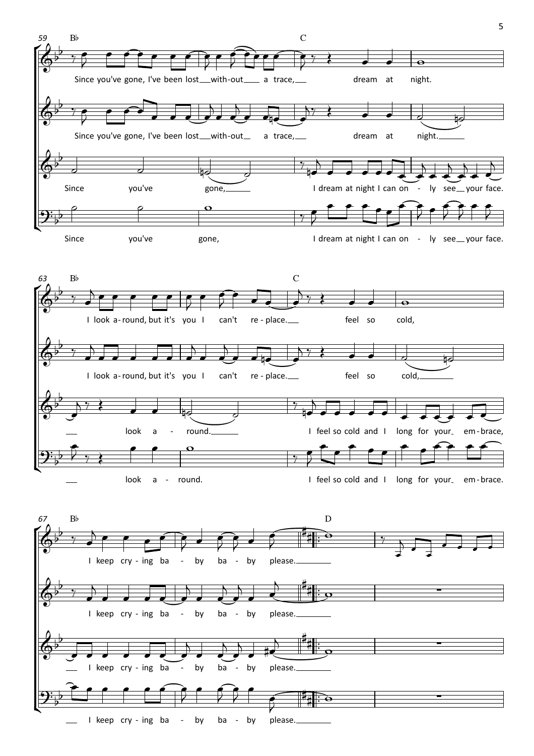59 B♭ C

Since you've gone, I've been lost with-out a trace, dream at night.

Since you've gone, I've been lost with-out a trace, dream at night.

Since you've gone, I dream at night I can on - ly see your face.

Since you've gone, I dream at night I can on - ly see your face.

63 B♭ C

I look a-round, but it's you I can't re-place. feel so cold,

I look a-round, but it's you I can't re-place. feel so cold,

look a - round. I feel so cold and I long for your em-brace,

look a - round. I feel so cold and I long for your em-brace.

67 B♭ D

I keep cry-ing ba - by ba - by please.

I keep cry-ing ba - by ba - by please.

I keep cry-ing ba - by ba - by please.

I keep cry-ing ba - by ba - by please.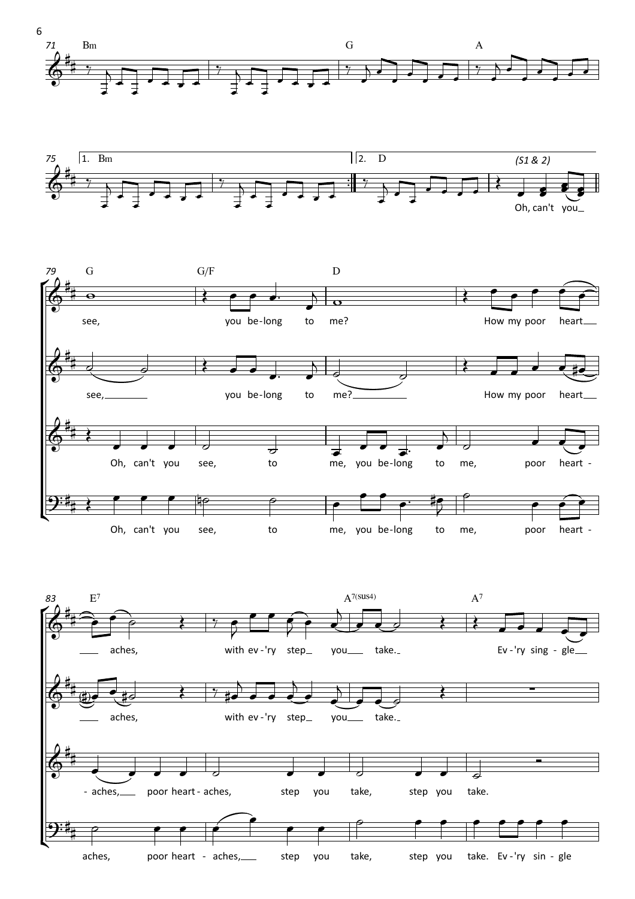71 Bm G A

75 1. Bm 2. D (S1 & 2)

Oh, can't you

79 G G/F D

see, you be-long to me? How my poor heart

see, you be-long to me? How my poor heart

Oh, can't you see, to me, you be-long to me, poor heart -

Oh, can't you see, to me, you be-long to me, poor heart -

83 E7 A7(sus4) A7

aches, with ev-'ry step you take. Ev-'ry sing-gle

aches, with ev-'ry step you take.

-aches, poor heart-aches, step you take, step you take.

aches, poor heart-aches, step you take, step you take. Ev-'ry sin-gle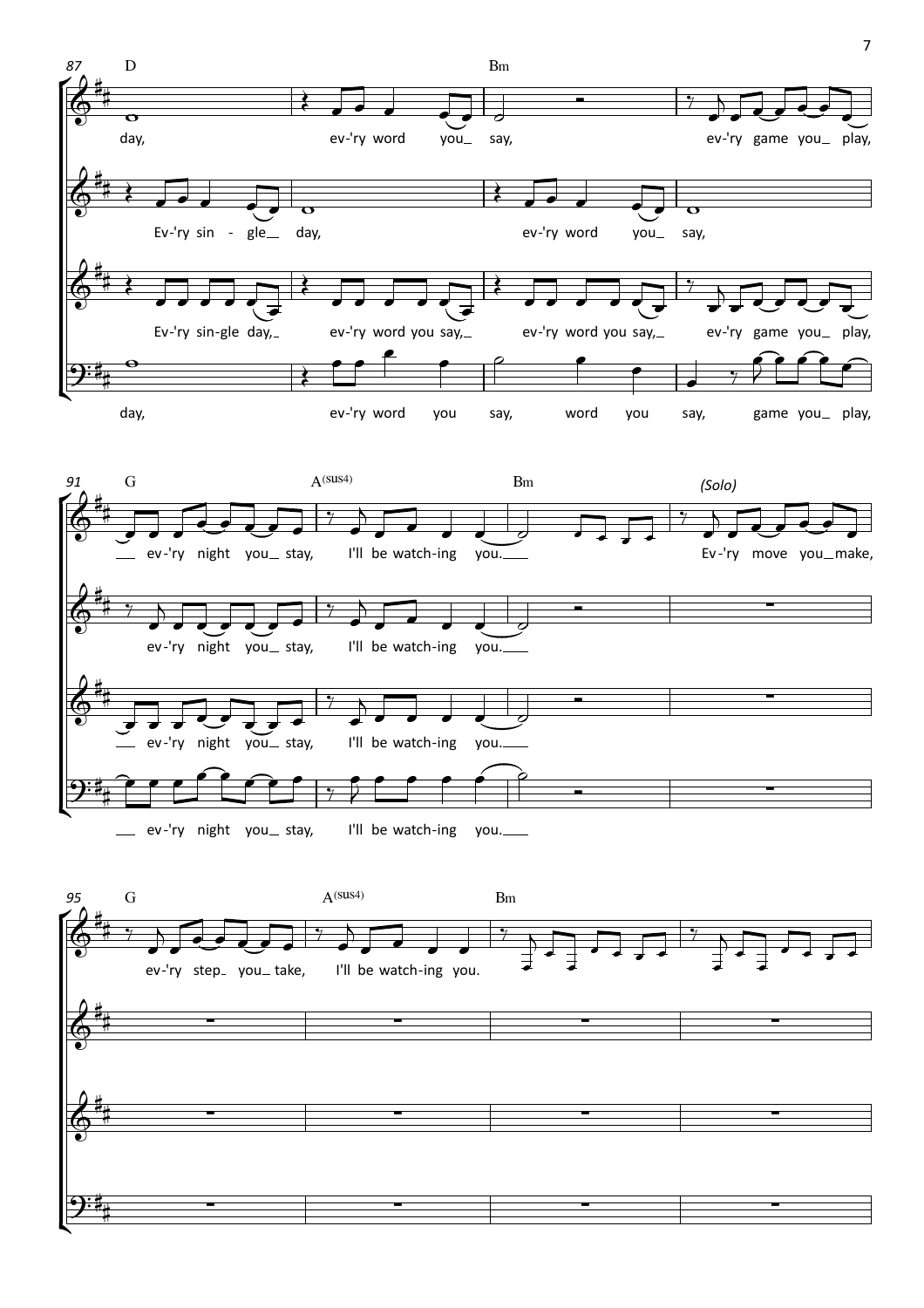87 D Bm

day, ev-'ry word you_ say, ev-'ry game you_ play,

Ev-'ry sin - gle_ day, ev-'ry word you_ say,

Ev-'ry sin-gle day,_ ev-'ry word you say,_ ev-'ry word you say,_ ev-'ry game you_ play,

day, ev-'ry word you say, word you say, game you_ play,

91 G A(sus4) Bm *(Solo)*

__ ev-'ry night you_ stay, I'll be watch-ing you.___ Ev-'ry move you_make,

ev-'ry night you_ stay, I'll be watch-ing you.___

__ ev-'ry night you_ stay, I'll be watch-ing you.___

__ ev-'ry night you_ stay, I'll be watch-ing you.___

95 G A(sus4) Bm

ev-'ry step_ you_take, I'll be watch-ing you.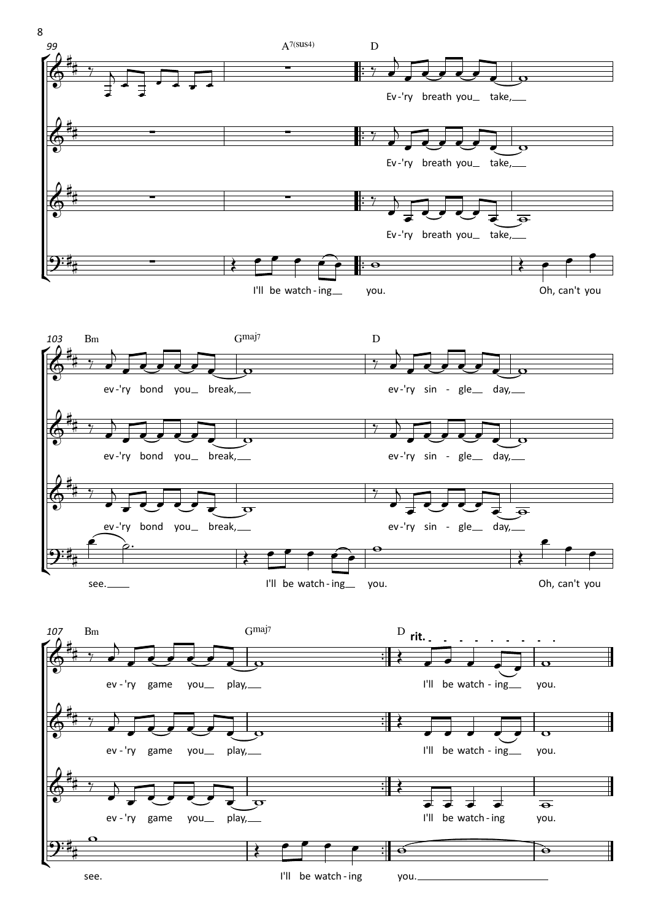99 — A7(sus4) — D

Ev-'ry breath you_ take,_

Ev-'ry breath you_ take,_

Ev-'ry breath you_ take,_

I'll be watch-ing_ you. Oh, can't you

103 — Bm — Gmaj7 — D

ev-'ry bond you_ break,_ ev-'ry sin - gle_ day,_

ev-'ry bond you_ break,_ ev-'ry sin - gle_ day,_

ev-'ry bond you_ break,_ ev-'ry sin - gle_ day,_

see._ I'll be watch-ing_ you. Oh, can't you

107 — Bm — Gmaj7 — D — rit.

ev-'ry game you_ play,_ I'll be watch - ing_ you.

ev-'ry game you_ play,_ I'll be watch - ing_ you.

ev-'ry game you_ play,_ I'll be watch-ing you.

see. I'll be watch-ing you._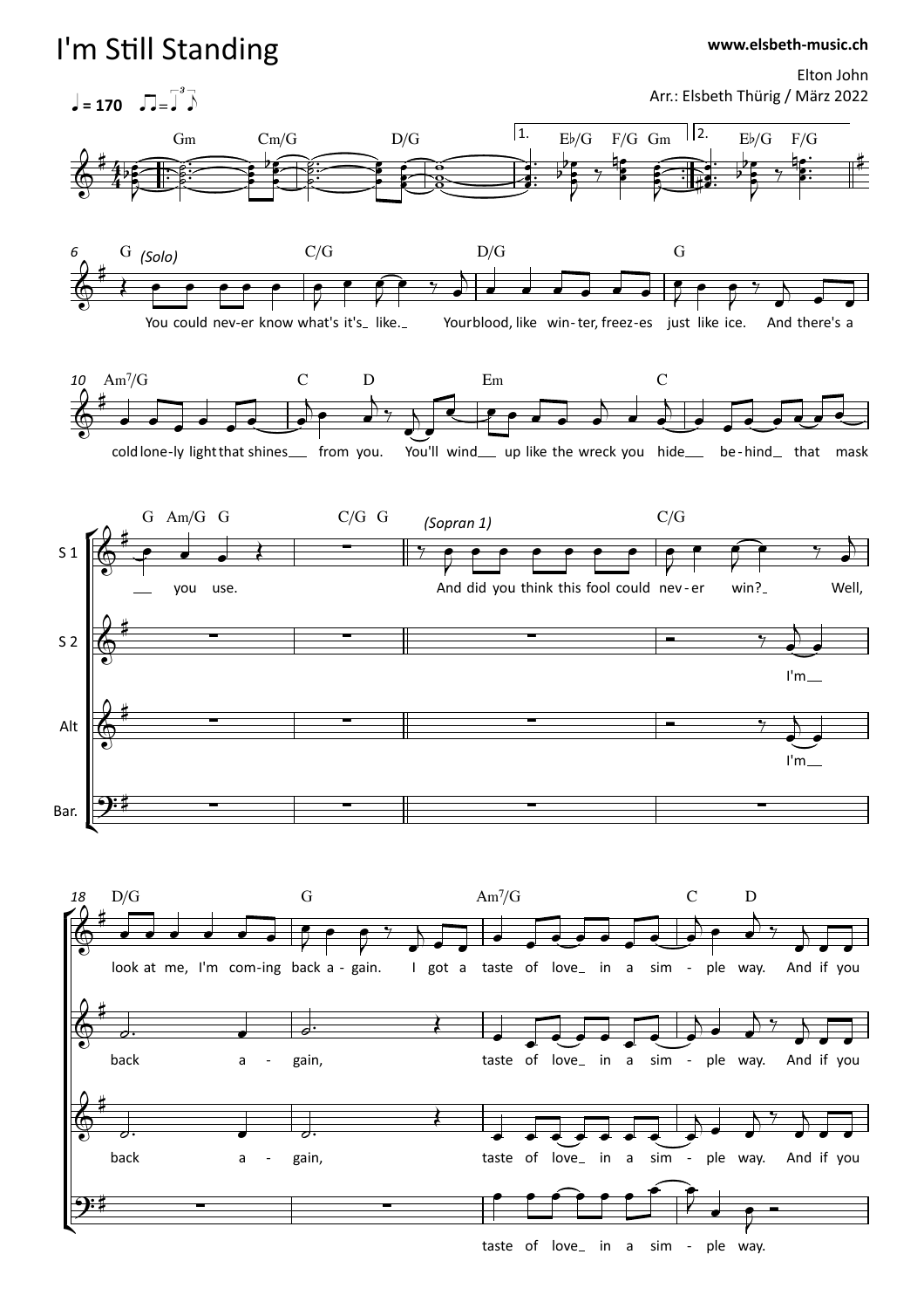# I'm Still Standing

www.elsbeth-music.ch

Elton John
Arr.: Elsbeth Thürig / März 2022

♩= 170

Gm Cm/G D/G 1. E♭/G F/G Gm 2. E♭/G F/G

6 G (Solo) C/G D/G G

You could nev-er know what's it's_ like._ Your blood, like win-ter, freez-es just like ice. And there's a

10 Am7/G C D Em C

cold lone-ly light that shines___ from you. You'll wind___ up like the wreck you hide___ be-hind_ that mask

G Am/G G C/G G (Sopran 1) C/G

S 1: ___ you use. And did you think this fool could nev-er win?_ Well,

S 2: I'm__

Alt: I'm__

Bar.

18 D/G G Am7/G C D

S 1: look at me, I'm com-ing back a-gain. I got a taste of love_ in a sim - ple way. And if you

S 2: back a - gain, taste of love_ in a sim - ple way. And if you

Alt: back a - gain, taste of love_ in a sim - ple way. And if you

Bar.: taste of love_ in a sim - ple way.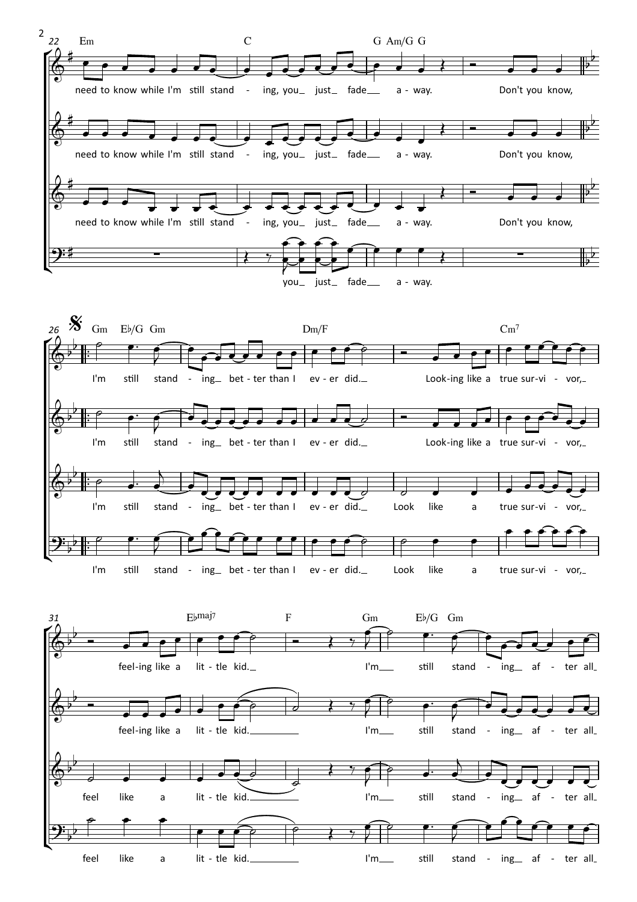22 Em — C — G Am/G G

need to know while I'm still stand - ing, you just fade a - way. Don't you know,

need to know while I'm still stand - ing, you just fade a - way. Don't you know,

need to know while I'm still stand - ing, you just fade a - way. Don't you know,

you just fade a - way.

26 𝄋 Gm E♭/G Gm — Dm/F — Cm7

I'm still stand - ing bet - ter than I ev - er did. Look-ing like a true sur-vi - vor,

I'm still stand - ing bet - ter than I ev - er did. Look-ing like a true sur-vi - vor,

I'm still stand - ing bet - ter than I ev - er did. Look like a true sur-vi - vor,

I'm still stand - ing bet - ter than I ev - er did. Look like a true sur-vi - vor,

31 E♭maj7 — F — Gm E♭/G Gm

feel-ing like a lit - tle kid. I'm still stand - ing af - ter all

feel-ing like a lit - tle kid. I'm still stand - ing af - ter all

feel like a lit - tle kid. I'm still stand - ing af - ter all

feel like a lit - tle kid. I'm still stand - ing af - ter all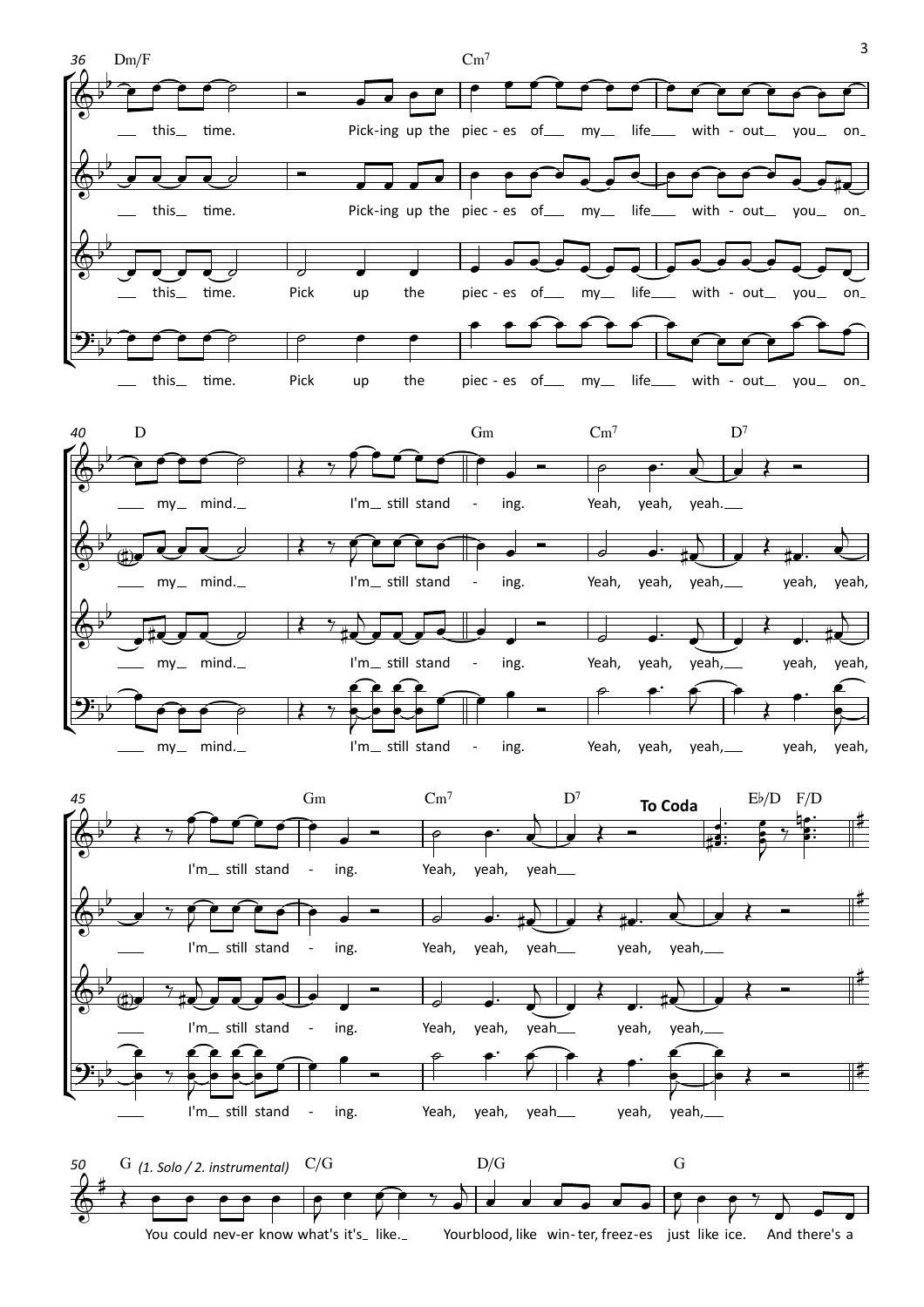36 Dm/F — Cm7

this time. Pick-ing up the piec-es of my life with-out you on

this time. Pick-ing up the piec-es of my life with-out you on

this time. Pick up the piec-es of my life with-out you on

this time. Pick up the piec-es of my life with-out you on

40 D — Gm — Cm7 — D7

my mind. I'm still stand-ing. Yeah, yeah, yeah.

my mind. I'm still stand-ing. Yeah, yeah, yeah, yeah, yeah,

my mind. I'm still stand-ing. Yeah, yeah, yeah, yeah, yeah,

my mind. I'm still stand-ing. Yeah, yeah, yeah, yeah, yeah,

45 — Gm — Cm7 — D7 — **To Coda** — E♭/D F/D

I'm still stand-ing. Yeah, yeah, yeah

I'm still stand-ing. Yeah, yeah, yeah yeah, yeah,

I'm still stand-ing. Yeah, yeah, yeah yeah, yeah,

I'm still stand-ing. Yeah, yeah, yeah yeah, yeah,

50 G *(1. Solo / 2. instrumental)* C/G — D/G — G

You could nev-er know what's it's like. Your blood, like win-ter, freez-es just like ice. And there's a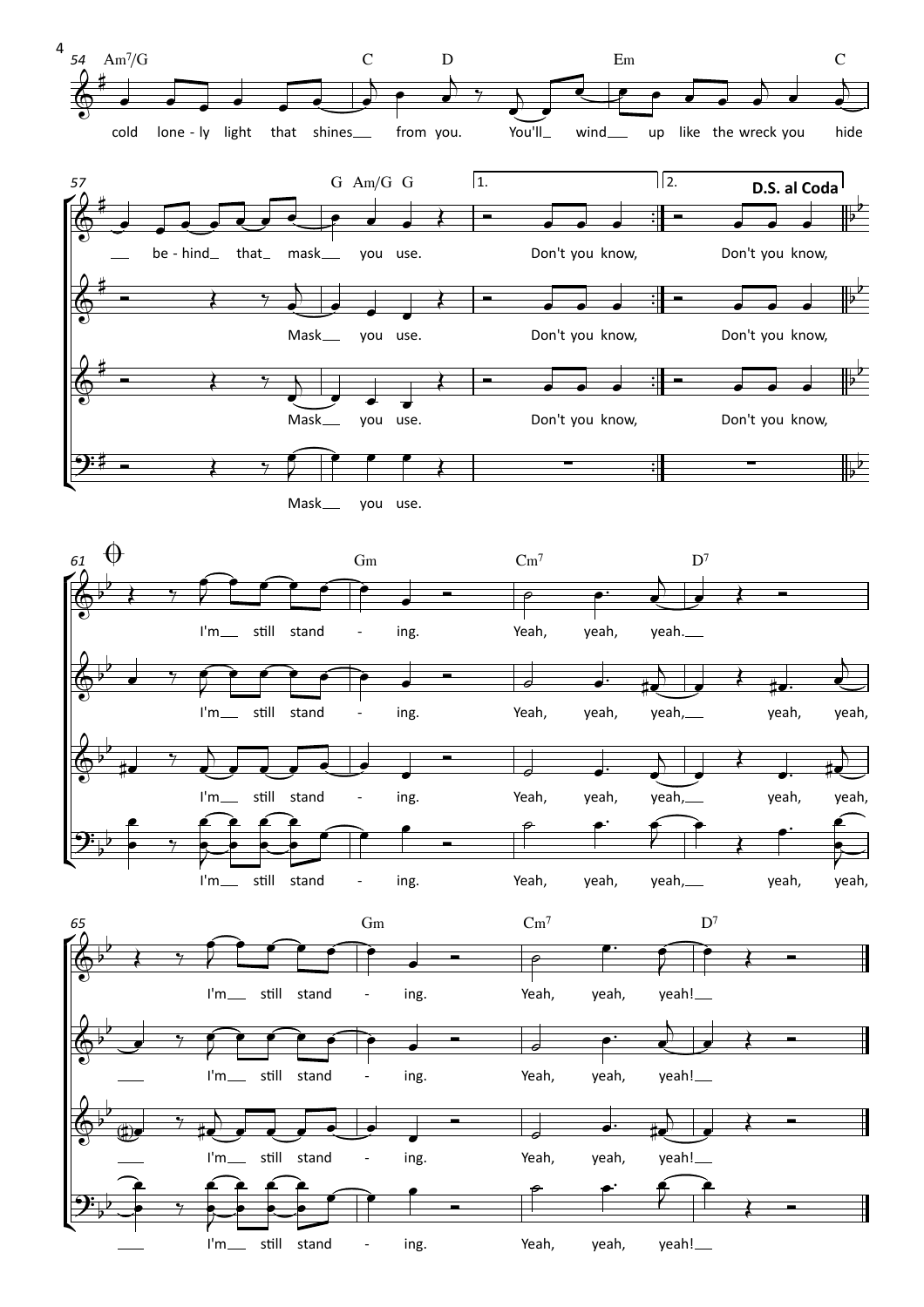54 Am7/G C D Em C

cold lone - ly light that shines___ from you. You'll_ wind___ up like the wreck you hide

57 G Am/G G 1. 2. **D.S. al Coda**

___ be - hind_ that_ mask___ you use. Don't you know, Don't you know,

Mask___ you use. Don't you know, Don't you know,

Mask___ you use. Don't you know, Don't you know,

Mask___ you use.

61 Gm Cm7 D7

I'm___ still stand - ing. Yeah, yeah, yeah.___

I'm___ still stand - ing. Yeah, yeah, yeah,___ yeah, yeah,

I'm___ still stand - ing. Yeah, yeah, yeah,___ yeah, yeah,

I'm___ still stand - ing. Yeah, yeah, yeah,___ yeah, yeah,

65 Gm Cm7 D7

I'm___ still stand - ing. Yeah, yeah, yeah!___

___ I'm___ still stand - ing. Yeah, yeah, yeah!___

___ I'm___ still stand - ing. Yeah, yeah, yeah!___

___ I'm___ still stand - ing. Yeah, yeah, yeah!___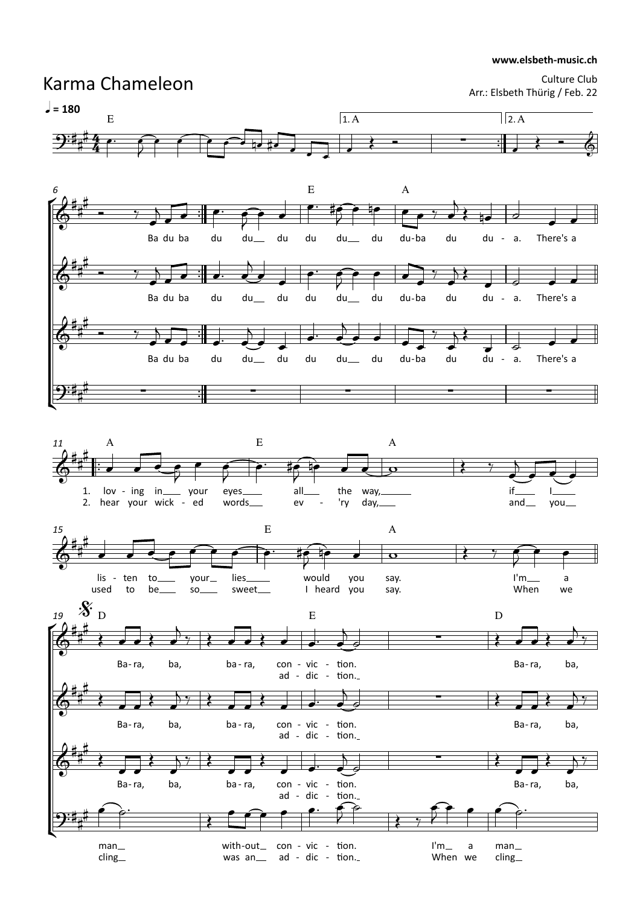www.elsbeth-music.ch

# Karma Chameleon

Culture Club
Arr.: Elsbeth Thürig / Feb. 22

♩ = 180

Ba du ba du du du du du du du-ba du du - a. There's a

1. lov - ing in your eyes all the way, if I lis - ten to your lies would you say. I'm a
2. hear your wick - ed words ev - 'ry day, and you used to be so sweet I heard you say. When we

Ba-ra, ba, ba-ra, con - vic - tion. Ba-ra, ba,
ad - dic - tion.

man with-out con - vic - tion. I'm a man
cling was an ad - dic - tion. When we cling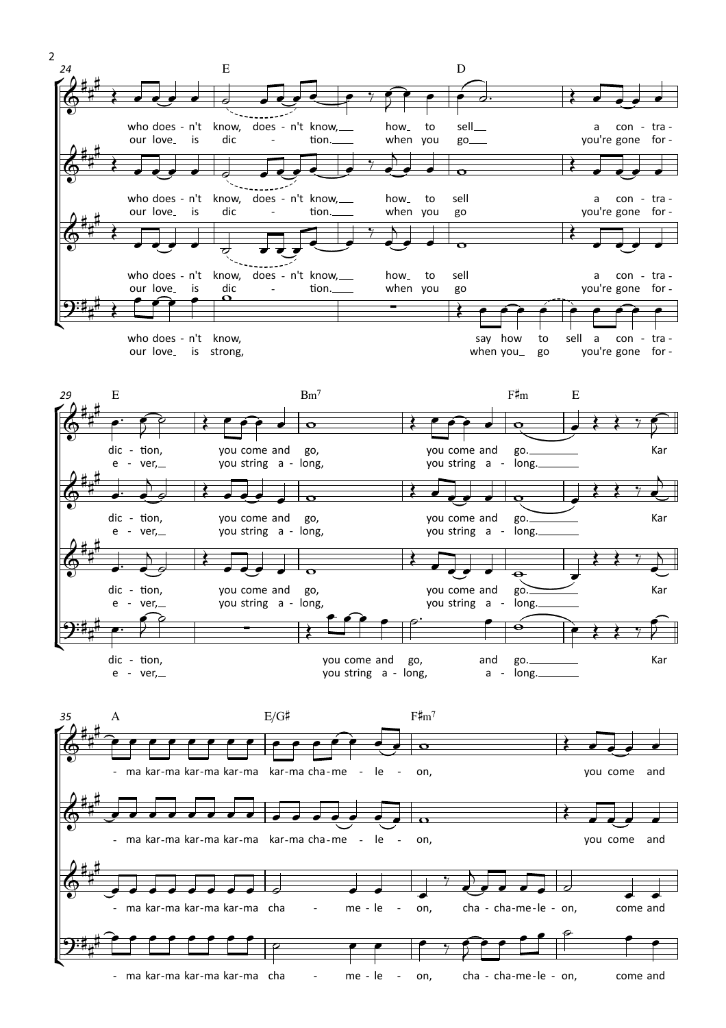24 E D

who does - n't know, does - n't know, how to sell a con - tra -
our love is dic - tion. when you go you're gone for -

who does - n't know, say how to sell a con - tra -
our love is strong, when you go you're gone for -

29 E Bm7 F♯m E

dic - tion, you come and go, you come and go. Kar
e - ver, you string a - long, you string a - long.

dic - tion, you come and go, and go. Kar
e - ver, you string a - long, a - long.

35 A E/G♯ F♯m7

- ma kar-ma kar-ma kar-ma kar-ma cha-me - le - on, you come and

- ma kar-ma kar-ma kar-ma cha - me - le - on, cha - cha-me-le - on, come and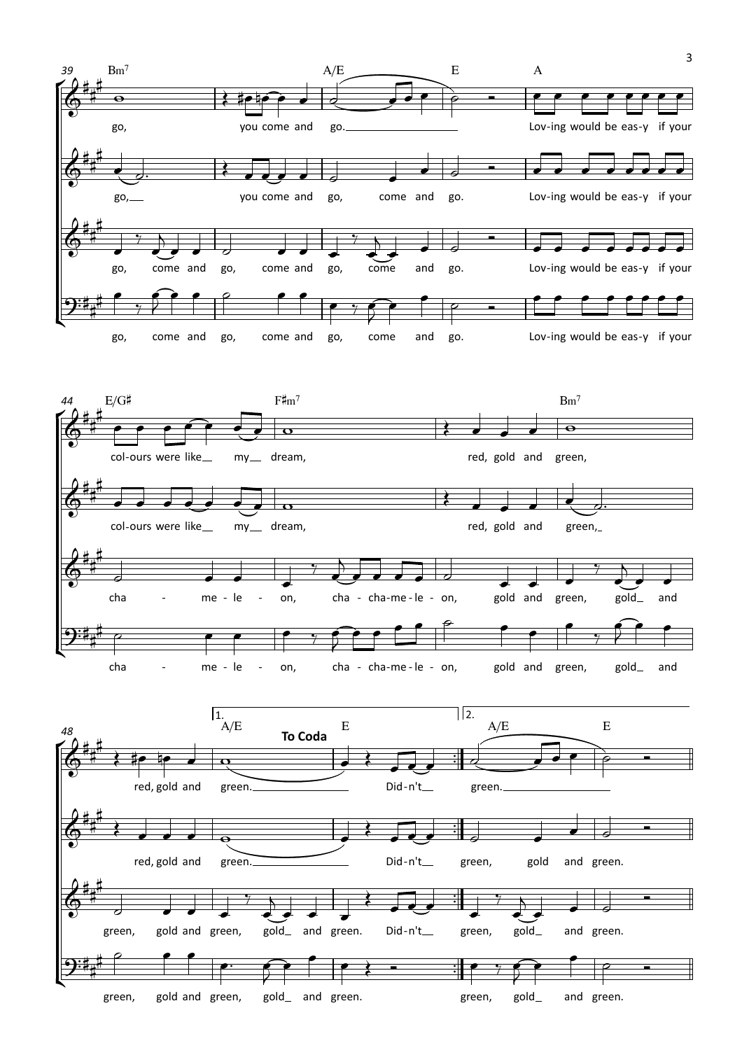**39**

Bm7 | A/E | E | A

go, you come and go. Lov-ing would be eas-y if your

go, you come and go, come and go. Lov-ing would be eas-y if your

go, come and go, come and go, come and go. Lov-ing would be eas-y if your

go, come and go, come and go, come and go. Lov-ing would be eas-y if your

**44**

E/G♯ | F♯m7 | Bm7

col-ours were like my dream, red, gold and green,

col-ours were like my dream, red, gold and green,

cha - me - le - on, cha - cha-me - le - on, gold and green, gold and

cha - me - le - on, cha - cha-me - le - on, gold and green, gold and

**48**

1. A/E | **To Coda** E | 2. A/E | E

red, gold and green. Did-n't green.

red, gold and green. Did-n't green, gold and green.

green, gold and green, gold and green. Did-n't green, gold and green.

green, gold and green, gold and green. green, gold and green.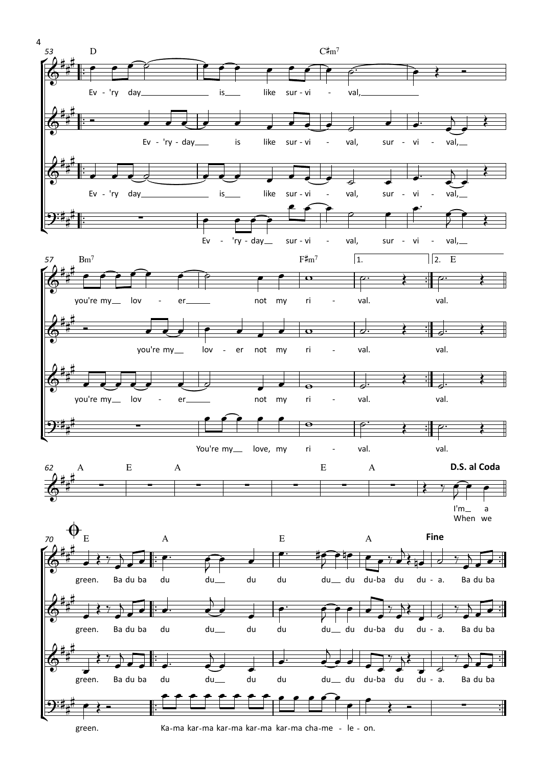53 D C♯m7

Ev - 'ry day is like sur - vi - val,

Ev - 'ry - day is like sur - vi - val, sur - vi - val,

Ev - 'ry day is like sur - vi - val, sur - vi - val,

Ev - 'ry - day sur - vi - val, sur - vi - val,

57 Bm7 F♯m7 1. 2. E

you're my lov - er not my ri - val. val.

you're my lov - er not my ri - val. val.

you're my lov - er not my ri - val. val.

You're my love, my ri - val. val.

62 A E A E A **D.S. al Coda**

I'm a
When we

70 E A E A **Fine**

green. Ba du ba du du du du du du du-ba du du - a. Ba du ba

green. Ba du ba du du du du du du du-ba du du - a. Ba du ba

green. Ba du ba du du du du du du du-ba du du - a. Ba du ba

green. Ka-ma kar-ma kar-ma kar-ma kar-ma cha-me - le - on.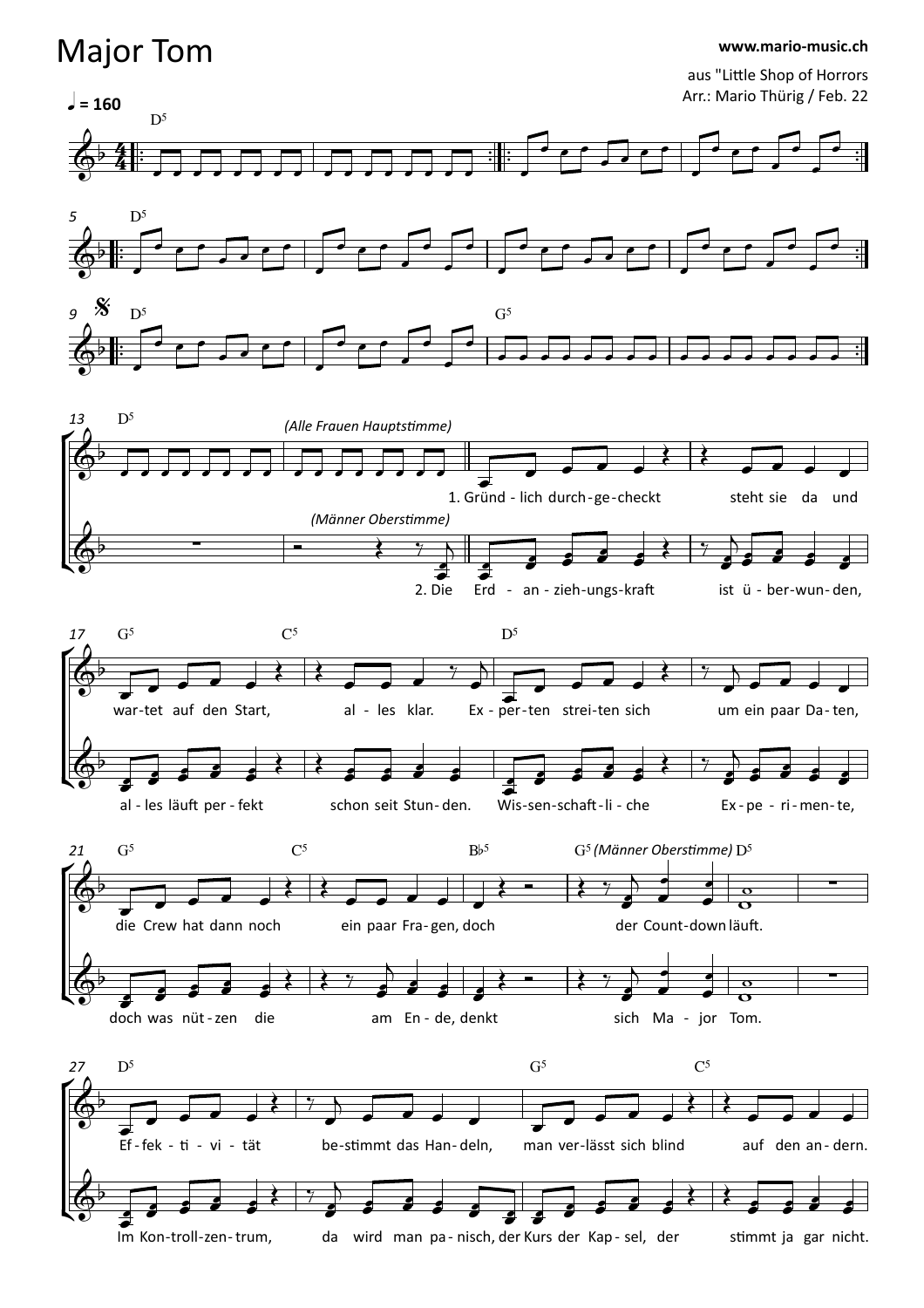# Major Tom

www.mario-music.ch

aus "Little Shop of Horrors
Arr.: Mario Thürig / Feb. 22

♩ = 160

D5

D5

D5 G5

D5 *(Alle Frauen Hauptstimme)*

1. Gründ - lich durch - ge - checkt steht sie da und

*(Männer Oberstimme)*

2. Die Erd - an - zieh - ungs - kraft ist ü - ber - wun - den,

G5 C5 D5

war - tet auf den Start, al - les klar. Ex - per - ten strei - ten sich um ein paar Da - ten,

al - les läuft per - fekt schon seit Stun - den. Wis - sen - schaft - li - che Ex - pe - ri - men - te,

G5 C5 B♭5 G5 *(Männer Oberstimme)* D5

die Crew hat dann noch ein paar Fra - gen, doch der Count - down läuft.

doch was nüt - zen die am En - de, denkt sich Ma - jor Tom.

D5 G5 C5

Ef - fek - ti - vi - tät be - stimmt das Han - deln, man ver - lässt sich blind auf den an - dern.

Im Kon - troll - zen - trum, da wird man pa - nisch, der Kurs der Kap - sel, der stimmt ja gar nicht.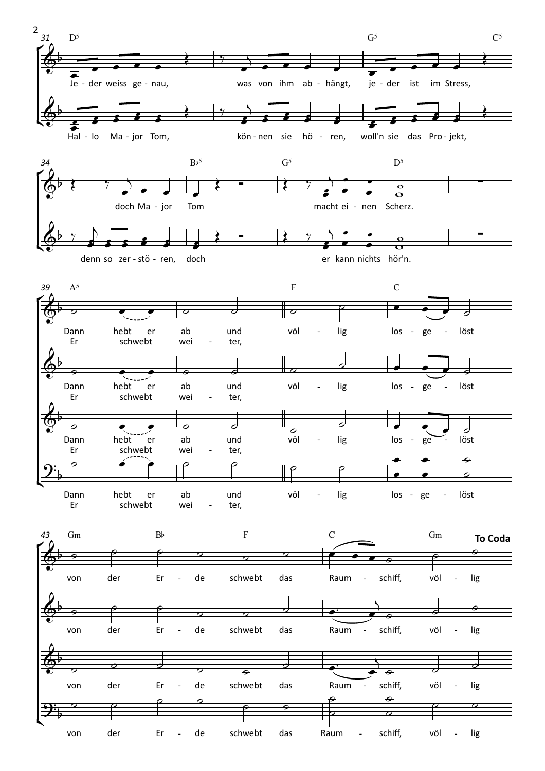31 D⁵ G⁵ C⁵

Je - der weiss ge - nau, was von ihm ab - hängt, je - der ist im Stress,

Hal - lo Ma - jor Tom, kön - nen sie hö - ren, woll'n sie das Pro - jekt,

34 B♭⁵ G⁵ D⁵

doch Ma - jor Tom macht ei - nen Scherz.

denn so zer - stö - ren, doch er kann nichts hör'n.

39 A⁵ F C

Dann hebt er ab und völ - lig los - ge - löst
Er schwebt wei - ter,

Dann hebt er ab und völ - lig los - ge - löst
Er schwebt wei - ter,

Dann hebt er ab und völ - lig los - ge - löst
Er schwebt wei - ter,

Dann hebt er ab und völ - lig los - ge - löst
Er schwebt wei - ter,

43 Gm B♭ F C Gm **To Coda**

von der Er - de schwebt das Raum - schiff, völ - lig

von der Er - de schwebt das Raum - schiff, völ - lig

von der Er - de schwebt das Raum - schiff, völ - lig

von der Er - de schwebt das Raum - schiff, völ - lig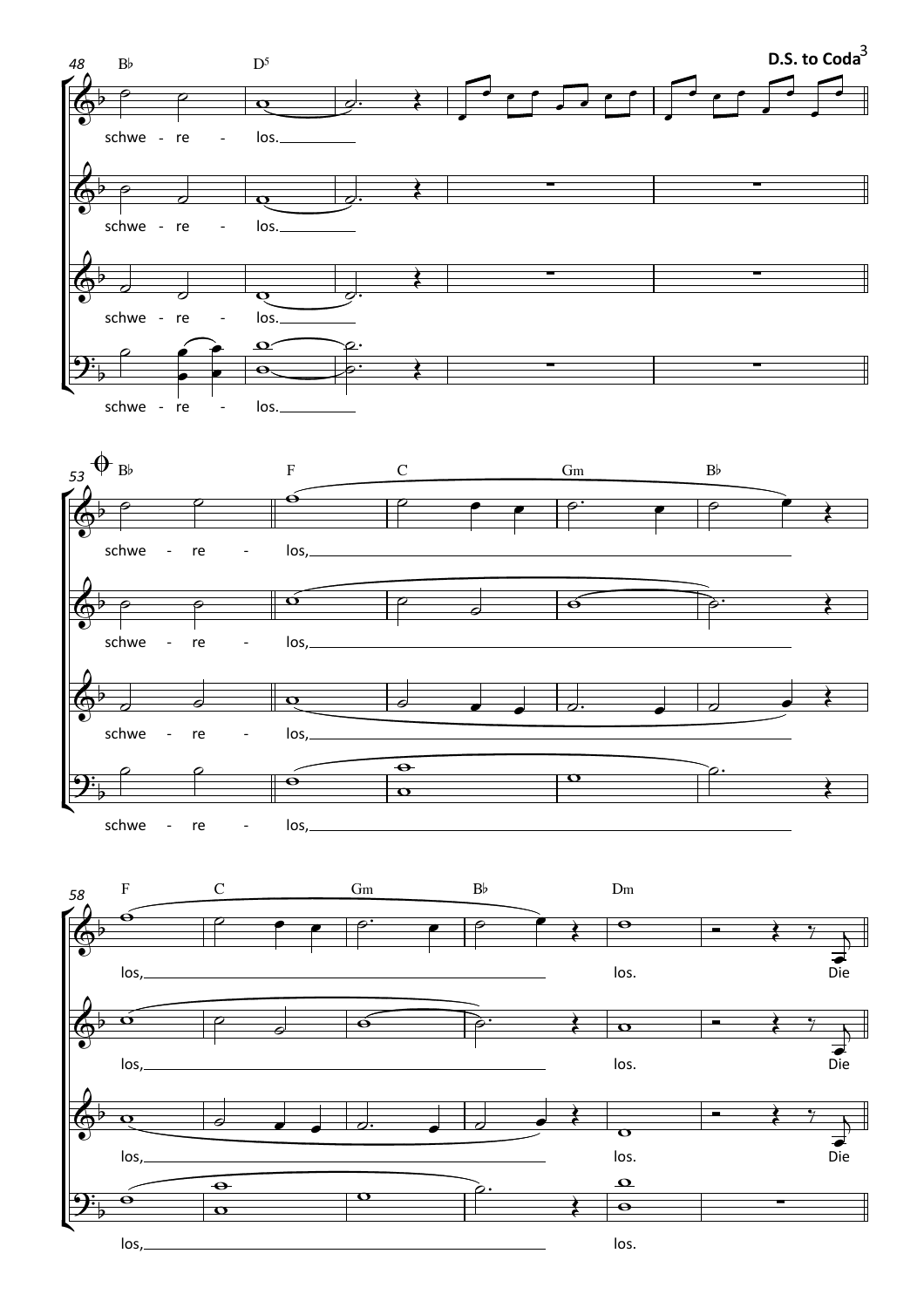D.S. to Coda

48

B♭ D⁵

schwe - re - los.

schwe - re - los.

schwe - re - los.

schwe - re - los.

53

B♭ F C Gm B♭

schwe - re - los,

schwe - re - los,

schwe - re - los,

schwe - re - los,

58

F C Gm B♭ Dm

los, los. Die

los, los. Die

los, los. Die

los, los.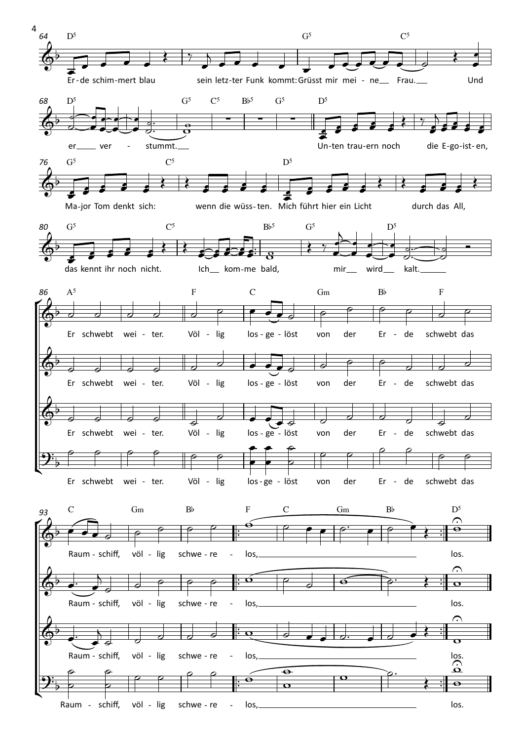64 D5 G5 C5

Er - de schim - mert blau sein letz - ter Funk kommt: Grüsst mir mei - ne Frau. Und

68 D5 G5 C5 B♭5 G5 D5

er ver - stummt. Un - ten trau - ern noch die E - go - ist - en,

76 G5 C5 D5

Ma - jor Tom denkt sich: wenn die wüss - ten. Mich führt hier ein Licht durch das All,

80 G5 C5 B♭5 G5 D5

das kennt ihr noch nicht. Ich kom - me bald, mir wird kalt.

86 A5 F C Gm B♭ F

Er schwebt wei - ter. Völ - lig los - ge - löst von der Er - de schwebt das

93 C Gm B♭ F C Gm B♭ D5

Raum - schiff, völ - lig schwe - re - los, los.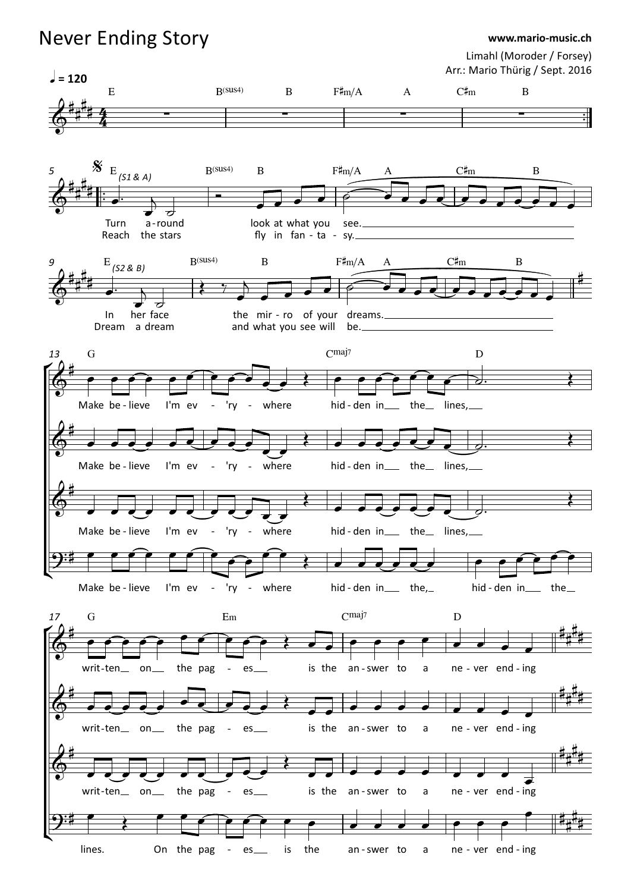# Never Ending Story

www.mario-music.ch

Limahl (Moroder / Forsey)
Arr.: Mario Thürig / Sept. 2016

♩= 120

E B(sus4) B F♯m/A A C♯m B

5 E (S1 & A) B(sus4) B F♯m/A A C♯m B

Turn a-round look at what you see.
Reach the stars fly in fan - ta - sy.

9 E (S2 & B) B(sus4) B F♯m/A A C♯m B

In her face the mir - ro of your dreams.
Dream a dream and what you see will be.

13 G Cmaj7 D

Make be - lieve I'm ev - 'ry - where hid - den in the lines,

Make be - lieve I'm ev - 'ry - where hid - den in the lines,

Make be - lieve I'm ev - 'ry - where hid - den in the lines,

Make be - lieve I'm ev - 'ry - where hid - den in the, hid - den in the

17 G Em Cmaj7 D

writ - ten on the pag - es is the an - swer to a ne - ver end - ing

writ - ten on the pag - es is the an - swer to a ne - ver end - ing

writ - ten on the pag - es is the an - swer to a ne - ver end - ing

lines. On the pag - es is the an - swer to a ne - ver end - ing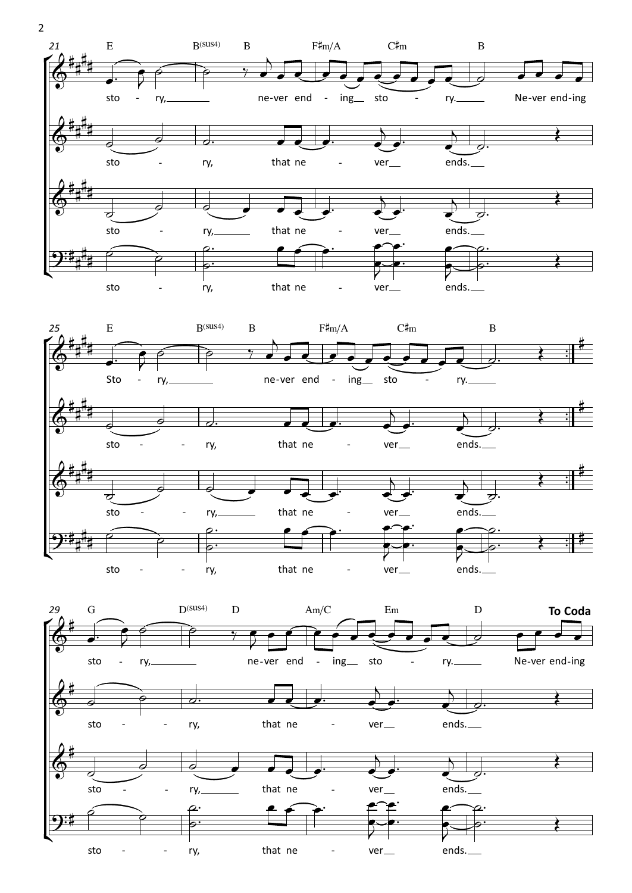21

E B(sus4) B F♯m/A C♯m B

sto - ry, ne-ver end - ing sto - ry. Ne-ver end-ing

sto - ry, that ne - ver ends.

sto - ry, that ne - ver ends.

sto - ry, that ne - ver ends.

25

E B(sus4) B F♯m/A C♯m B

Sto - ry, ne-ver end - ing sto - ry.

sto - - ry, that ne - ver ends.

sto - - ry, that ne - ver ends.

sto - - ry, that ne - ver ends.

29

G D(sus4) D Am/C Em D **To Coda**

sto - ry, ne-ver end - ing sto - ry. Ne-ver end-ing

sto - - ry, that ne - ver ends.

sto - - ry, that ne - ver ends.

sto - - ry, that ne - ver ends.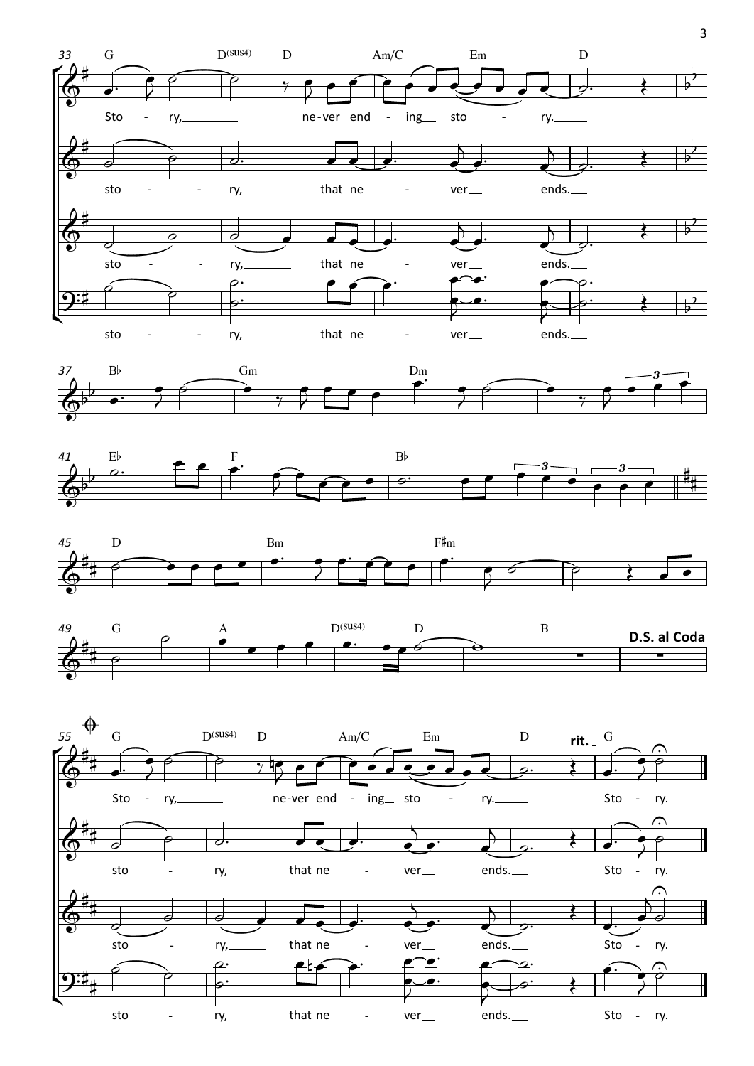33 G D(sus4) D Am/C Em D

Sto - ry, ne-ver end - ing sto - ry.

sto - - ry, that ne - ver ends.

sto - - ry, that ne - ver ends.

sto - - ry, that ne - ver ends.

37 B♭ Gm Dm

41 E♭ F B♭

45 D Bm F♯m

49 G A D(sus4) D B

**D.S. al Coda**

55 G D(sus4) D Am/C Em D **rit.** G

Sto - ry, ne-ver end - ing sto - ry. Sto - ry.

sto - ry, that ne - ver ends. Sto - ry.

sto - ry, that ne - ver ends. Sto - ry.

sto - ry, that ne - ver ends. Sto - ry.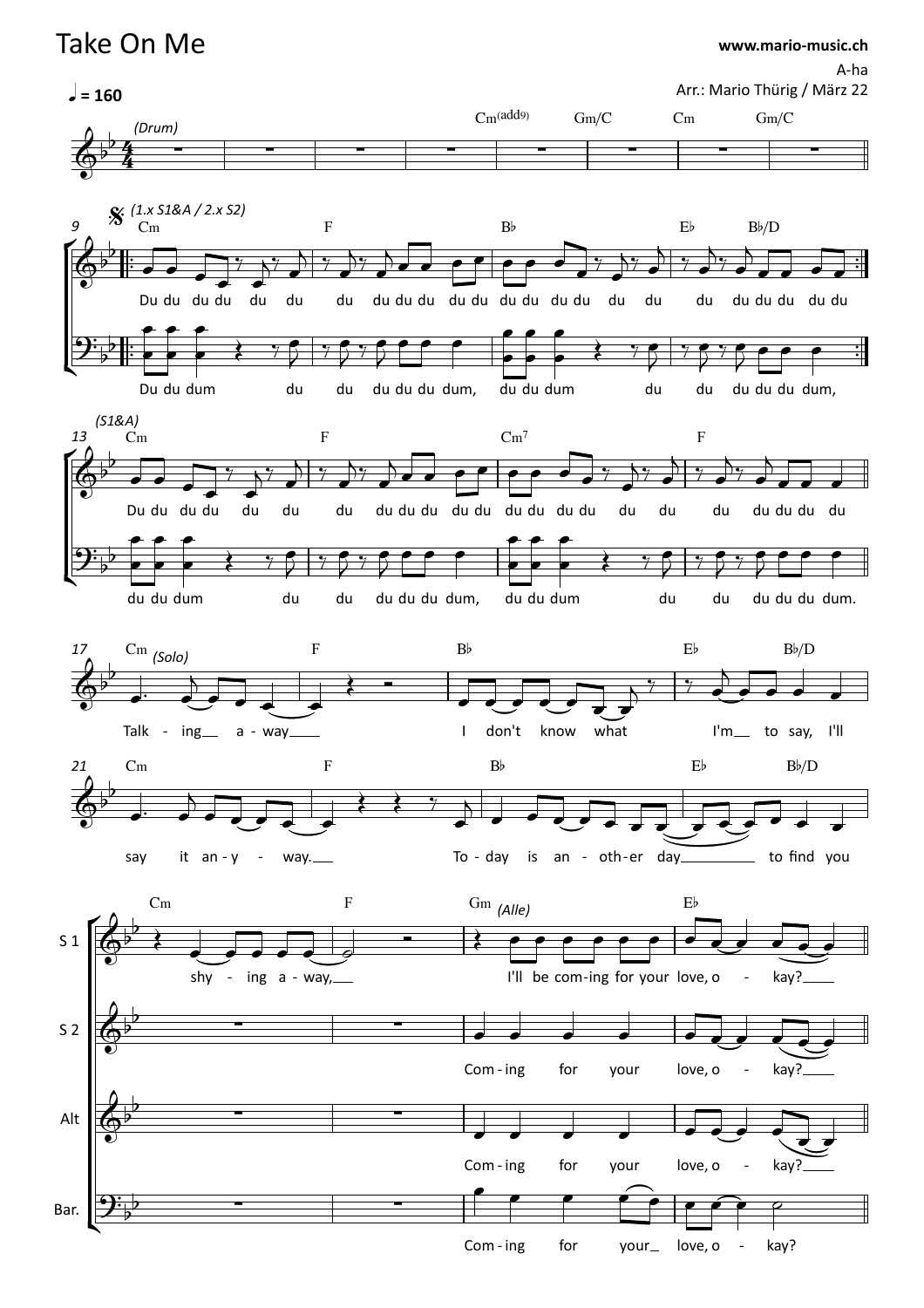# Take On Me

www.mario-music.ch

A-ha

Arr.: Mario Thürig / März 22

♩ = 160

(Drum)

Cm(add9) Gm/C Cm Gm/C

(1.x S1&A / 2.x S2)

Cm F B♭ E♭ B♭/D

Du du du du du du du du du du du du du du du du du du du du du du du du

Du du dum du du du du du dum, du du dum du du du du du dum,

(S1&A)

Cm F Cm7 F

Du du du du du du du du du du du du du du du du du du du du du du du du

du du dum du du du du du dum, du du dum du du du du du dum.

Cm (Solo) F B♭ E♭ B♭/D

Talk - ing a - way I don't know what I'm to say, I'll

Cm F B♭ E♭ B♭/D

say it an - y - way. To - day is an - oth - er day to find you

Cm F Gm (Alle) E♭

S 1: shy - ing a - way, I'll be com - ing for your love, o - kay?

S 2: Com - ing for your love, o - kay?

Alt: Com - ing for your love, o - kay?

Bar.: Com - ing for your love, o - kay?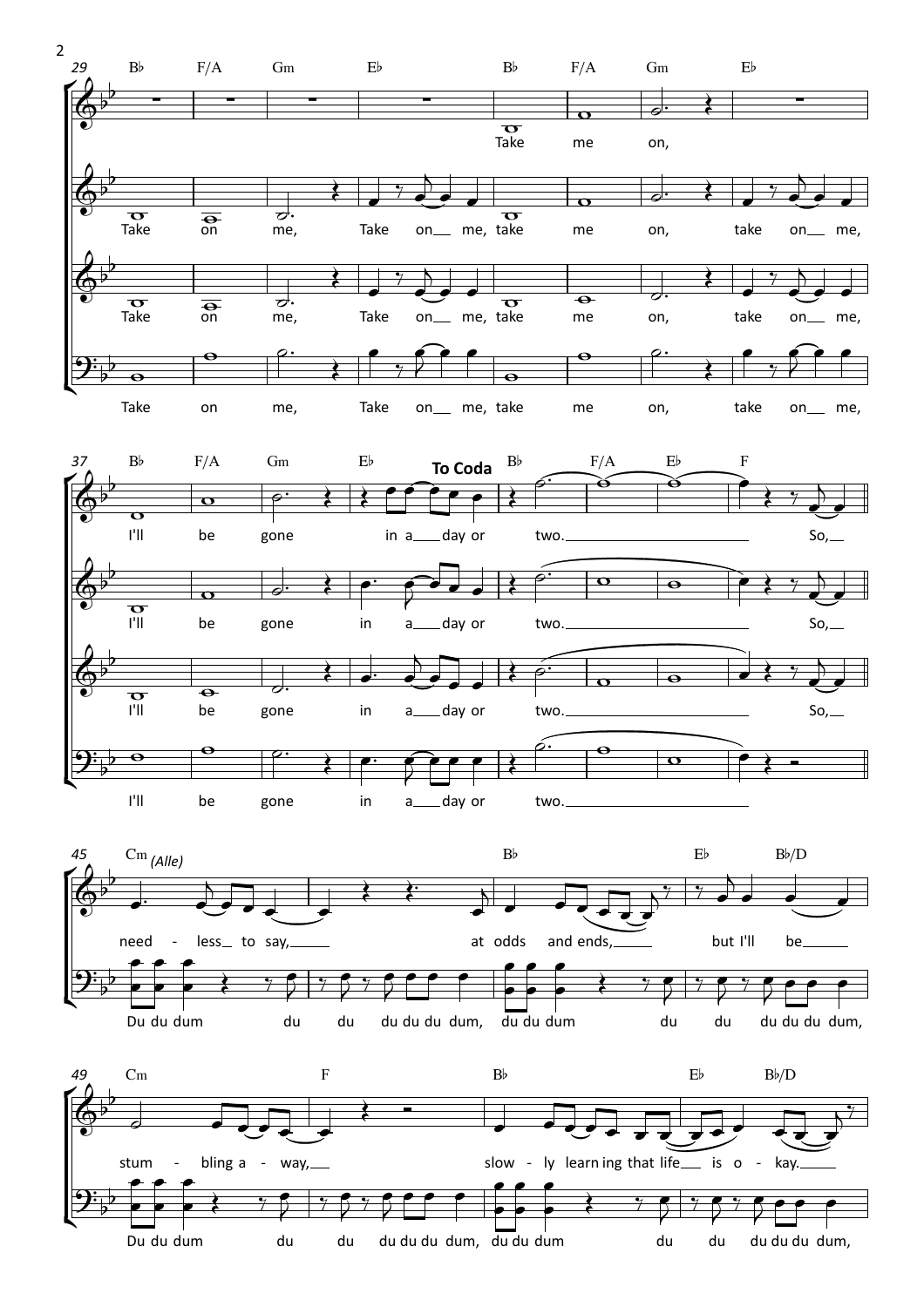29 B♭ F/A Gm E♭ B♭ F/A Gm E♭

Take me on,

Take on me, Take on__ me, take me on, take on__ me,

Take on me, Take on__ me, take me on, take on__ me,

Take on me, Take on__ me, take me on, take on__ me,

37 B♭ F/A Gm E♭ **To Coda** B♭ F/A E♭ F

I'll be gone in a___ day or two.________________________ So,__

I'll be gone in a___ day or two.________________________ So,__

I'll be gone in a___ day or two.________________________ So,__

I'll be gone in a___ day or two.________________________

45 Cm *(Alle)* B♭ E♭ B♭/D

need - less_ to say,_____ at odds and ends,_____ but I'll be______

Du du dum du du du du du dum, du du dum du du du du du dum,

49 Cm F B♭ E♭ B♭/D

stum - bling a - way,__ slow - ly learn ing that life___ is o - kay._____

Du du dum du du du du du dum, du du dum du du du du du dum,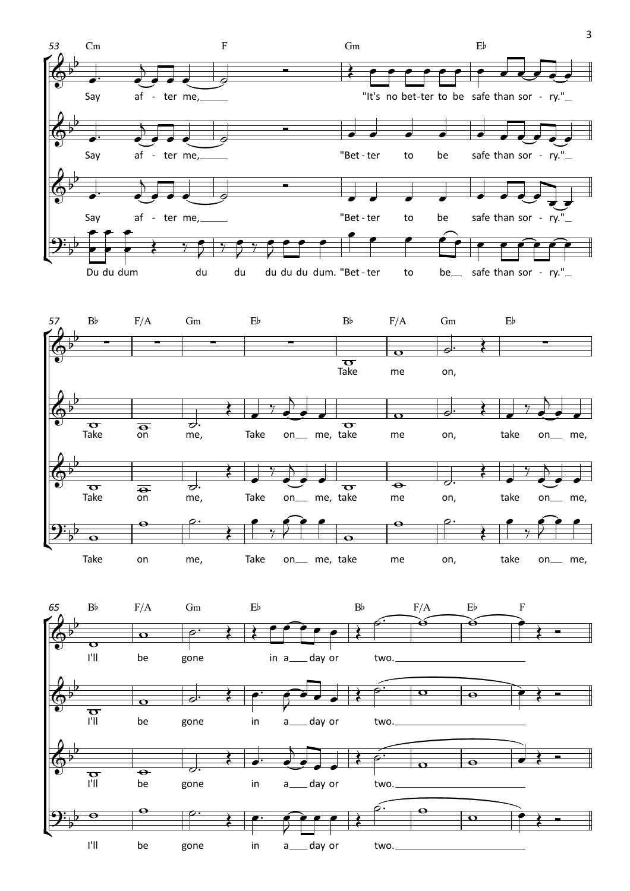53 Cm F Gm E♭

Say af - ter me, "It's no bet-ter to be safe than sor - ry."

Say af - ter me, "Bet - ter to be safe than sor - ry."

Say af - ter me, "Bet - ter to be safe than sor - ry."

Du du dum du du du du du dum. "Bet - ter to be safe than sor - ry."

57 B♭ F/A Gm E♭ B♭ F/A Gm E♭

Take me on,

Take on me, Take on me, take me on, take on me,

Take on me, Take on me, take me on, take on me,

Take on me, Take on me, take me on, take on me,

65 B♭ F/A Gm E♭ B♭ F/A E♭ F

I'll be gone in a day or two.

I'll be gone in a day or two.

I'll be gone in a day or two.

I'll be gone in a day or two.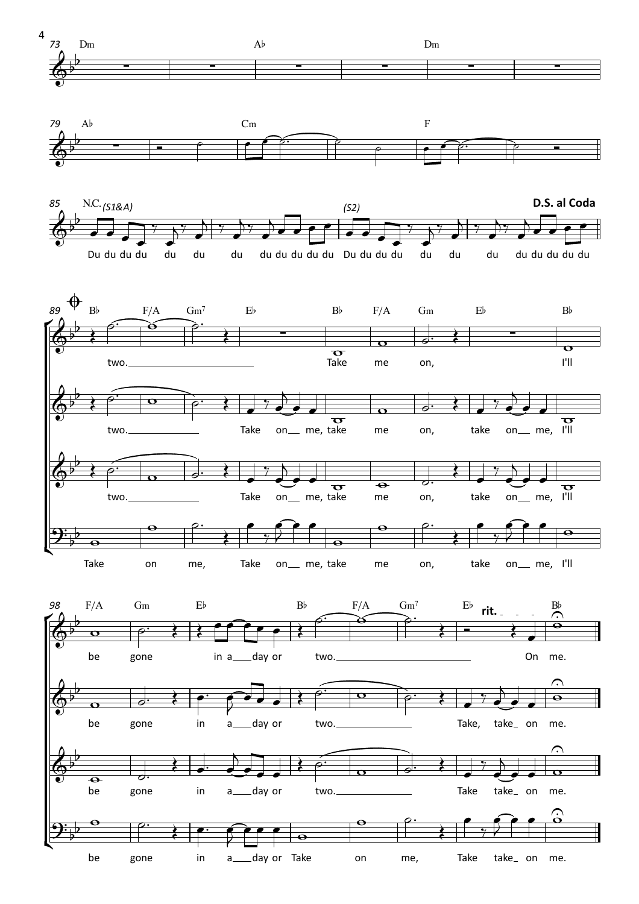73 Dm — Ab — Dm

79 Ab — Cm — F

85 N.C. (S1&A)

Du du du du du du du du du du du du

(S2)

Du du du du du du du du du du du du

**D.S. al Coda**

89 𝄌 Bb — F/A — Gm7 — Eb — Bb — F/A — Gm — Eb — Bb

two. Take me on, I'll

two. Take on__ me, take me on, take on__ me, I'll

two. Take on__ me, take me on, take on__ me, I'll

Take on me, Take on__ me, take me on, take on__ me, I'll

98 F/A — Gm — Eb — Bb — F/A — Gm7 — Eb — *rit.* — Bb

be gone in a___day or two. On me.

be gone in a___day or two. Take, take_ on me.

be gone in a___day or two. Take take_ on me.

be gone in a___day or Take on me, Take take_ on me.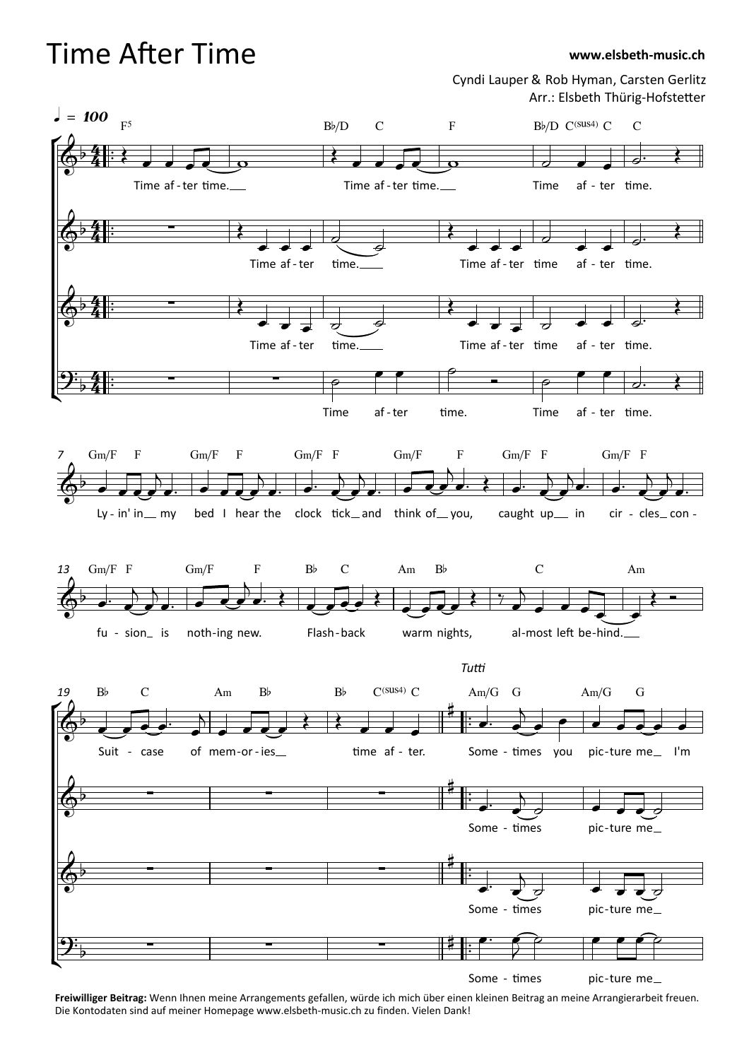# Time After Time

**www.elsbeth-music.ch**

Cyndi Lauper & Rob Hyman, Carsten Gerlitz
Arr.: Elsbeth Thürig-Hofstetter

**Freiwilliger Beitrag:** Wenn Ihnen meine Arrangements gefallen, würde ich mich über einen kleinen Beitrag an meine Arrangierarbeit freuen. Die Kontodaten sind auf meiner Homepage www.elsbeth-music.ch zu finden. Vielen Dank!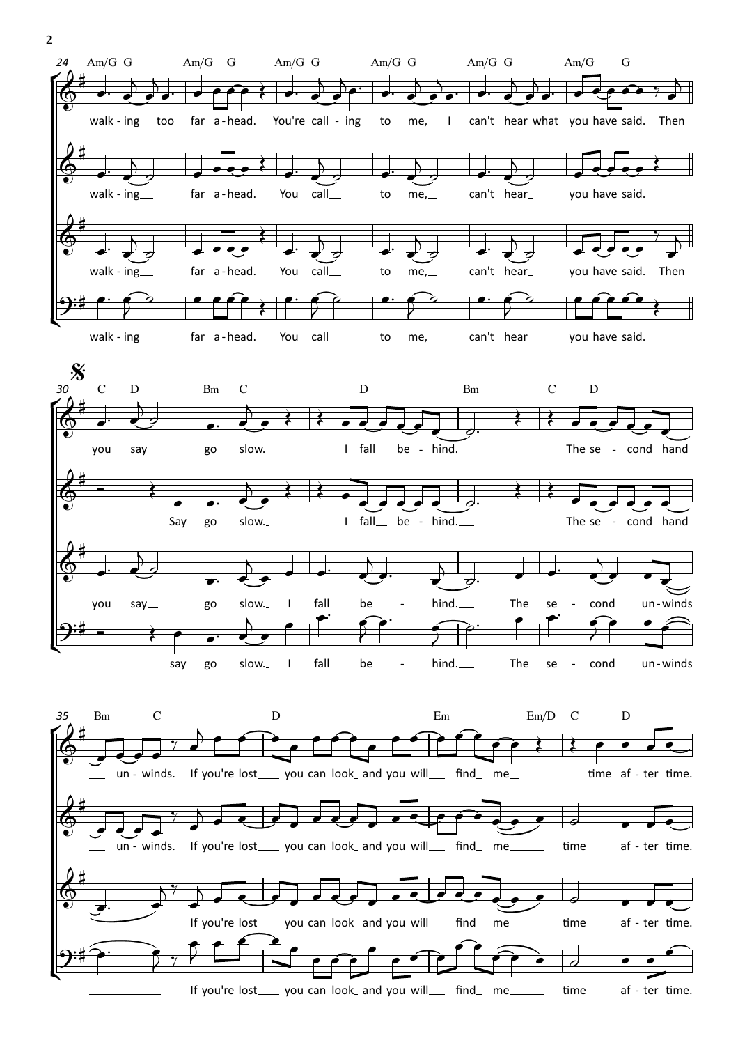24 Am/G G Am/G G Am/G G Am/G G Am/G G Am/G G

walk - ing too far a - head. You're call - ing to me, I can't hear what you have said. Then

walk - ing far a - head. You call to me, can't hear you have said.

walk - ing far a - head. You call to me, can't hear you have said. Then

walk - ing far a - head. You call to me, can't hear you have said.

30 C D Bm C D Bm C D

you say go slow. I fall be - hind. The se - cond hand

Say go slow. I fall be - hind. The se - cond hand

you say go slow. I fall be - hind. The se - cond un - winds

say go slow. I fall be - hind. The se - cond un - winds

35 Bm C D Em Em/D C D

un - winds. If you're lost you can look and you will find me time af - ter time.

un - winds. If you're lost you can look and you will find me time af - ter time.

If you're lost you can look and you will find me time af - ter time.

If you're lost you can look and you will find me time af - ter time.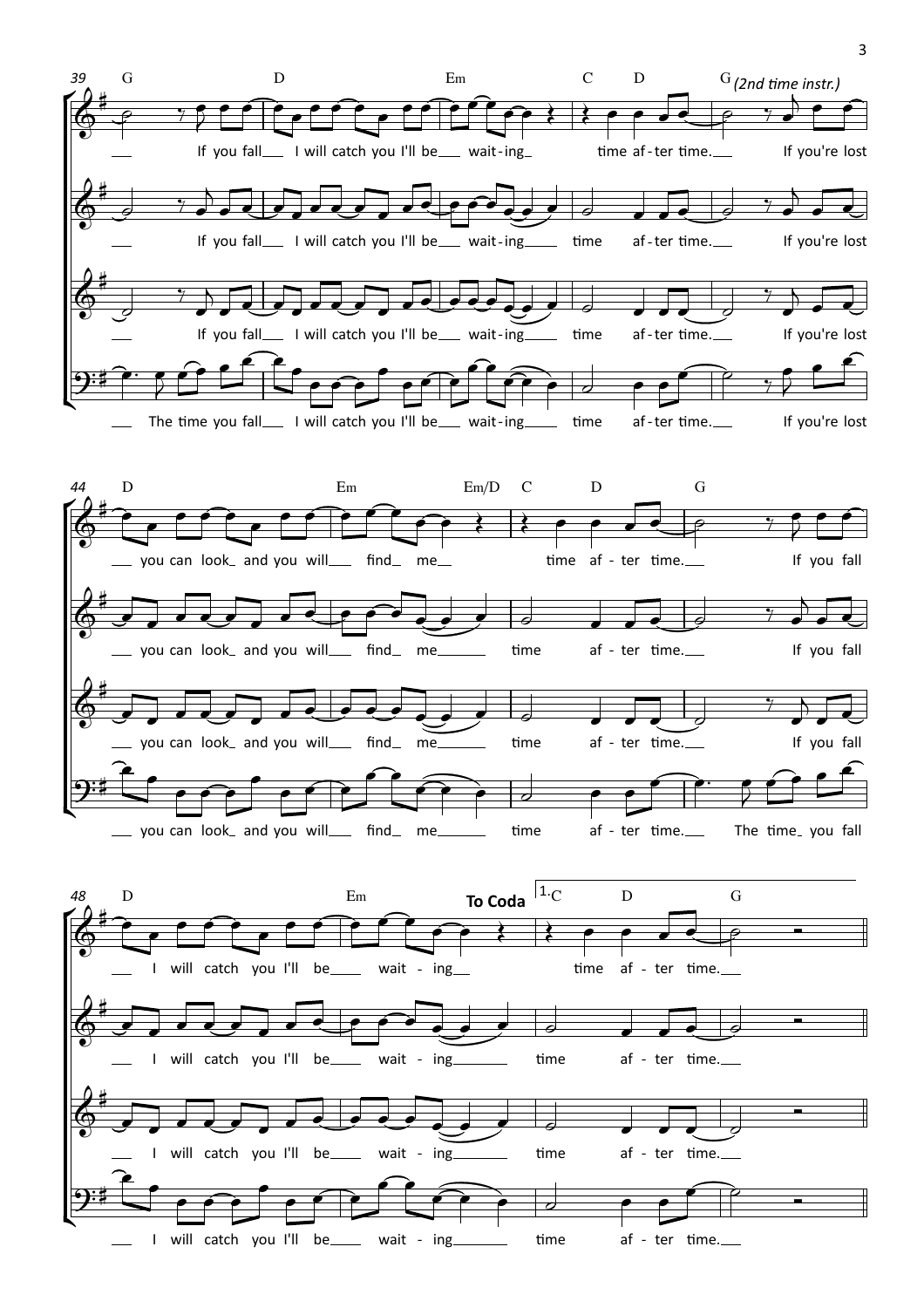39 G D Em C D G *(2nd time instr.)*

If you fall I will catch you I'll be wait-ing time af-ter time. If you're lost

If you fall I will catch you I'll be wait-ing time af-ter time. If you're lost

If you fall I will catch you I'll be wait-ing time af-ter time. If you're lost

The time you fall I will catch you I'll be wait-ing time af-ter time. If you're lost

44 D Em Em/D C D G

you can look and you will find me time af-ter time. If you fall

you can look and you will find me time af-ter time. If you fall

you can look and you will find me time af-ter time. If you fall

you can look and you will find me time af-ter time. The time you fall

48 D Em **To Coda** 1. C D G

I will catch you I'll be wait-ing time af-ter time.

I will catch you I'll be wait-ing time af-ter time.

I will catch you I'll be wait-ing time af-ter time.

I will catch you I'll be wait-ing time af-ter time.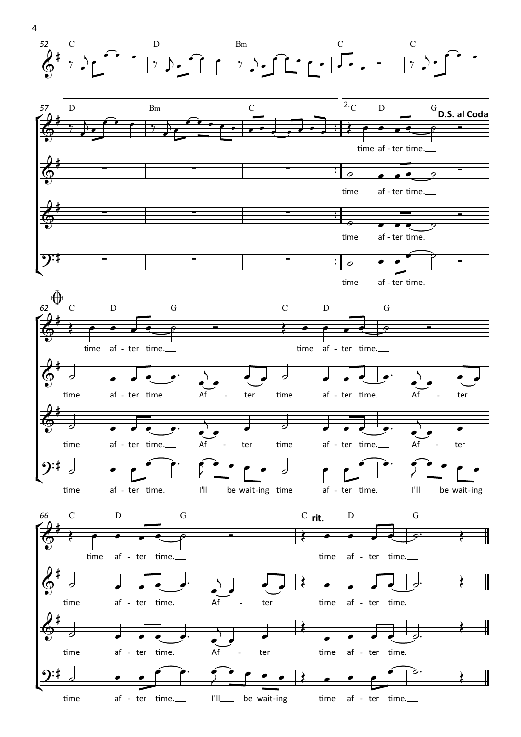52 C D Bm C C

57 D Bm C 2. C D G **D.S. al Coda**

time af - ter time.

time af - ter time.

time af - ter time.

time af - ter time.

62 C D G C D G

time af - ter time. time af - ter time.

time af - ter time. Af - ter time af - ter time. Af - ter

time af - ter time. Af - ter time af - ter time. Af - ter

time af - ter time. I'll be wait-ing time af - ter time. I'll be wait-ing

66 C D G C **rit.** D G

time af - ter time. time af - ter time.

time af - ter time. Af - ter time af - ter time.

time af - ter time. Af - ter time af - ter time.

time af - ter time. I'll be wait-ing time af - ter time.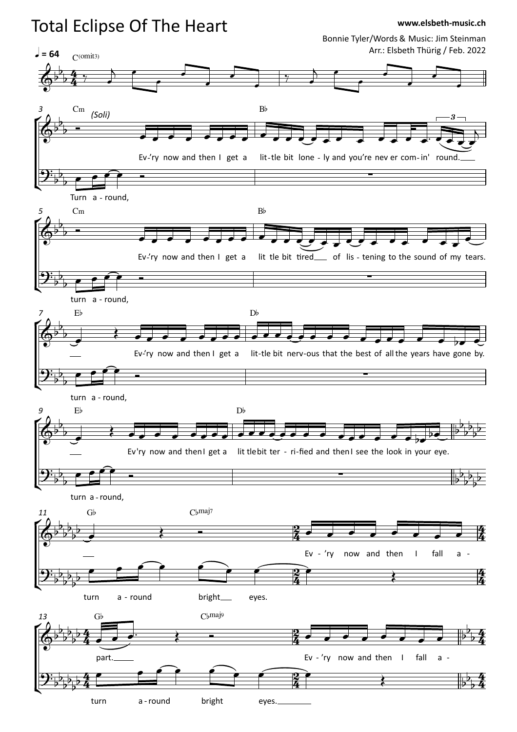# Total Eclipse Of The Heart

www.elsbeth-music.ch

Bonnie Tyler/Words & Music: Jim Steinman
Arr.: Elsbeth Thürig / Feb. 2022

♩ = 64

C(omit3)

3 Cm (Soli)

Ev-'ry now and then I get a lit-tle bit lone - ly and you're nev er com-in' round.

Turn a - round,

5 Cm Bb

Ev-'ry now and then I get a lit tle bit tired of lis - tening to the sound of my tears.

turn a - round,

7 Eb Db

Ev-'ry now and then I get a lit-tle bit nerv-ous that the best of all the years have gone by.

turn a - round,

9 Eb Db

Ev'ry now and then I get a lit tle bit ter - ri-fied and then I see the look in your eye.

turn a - round,

11 Gb Cbmaj7

Ev - 'ry now and then I fall a -

turn a - round bright eyes.

13 Gb Cbmaj9

part. Ev - 'ry now and then I fall a -

turn a - round bright eyes.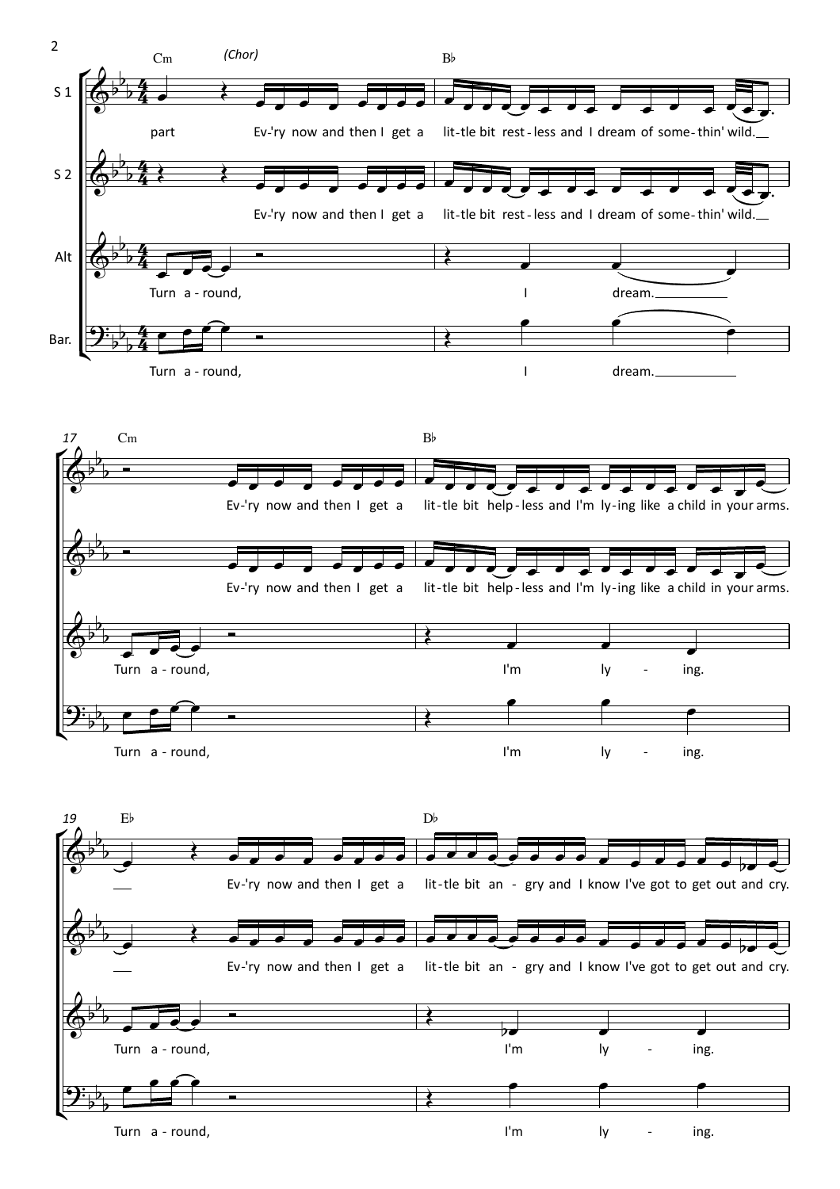(Chor)

S 1: part — Ev-'ry now and then I get a lit-tle bit rest-less and I dream of some-thin' wild.

S 2: Ev-'ry now and then I get a lit-tle bit rest-less and I dream of some-thin' wild.

Alt: Turn a-round, I dream.

Bar.: Turn a-round, I dream.

17

S 1: Ev-'ry now and then I get a lit-tle bit help-less and I'm ly-ing like a child in your arms.

S 2: Ev-'ry now and then I get a lit-tle bit help-less and I'm ly-ing like a child in your arms.

Alt: Turn a-round, I'm ly-ing.

Bar.: Turn a-round, I'm ly-ing.

19

S 1: Ev-'ry now and then I get a lit-tle bit an-gry and I know I've got to get out and cry.

S 2: Ev-'ry now and then I get a lit-tle bit an-gry and I know I've got to get out and cry.

Alt: Turn a-round, I'm ly-ing.

Bar.: Turn a-round, I'm ly-ing.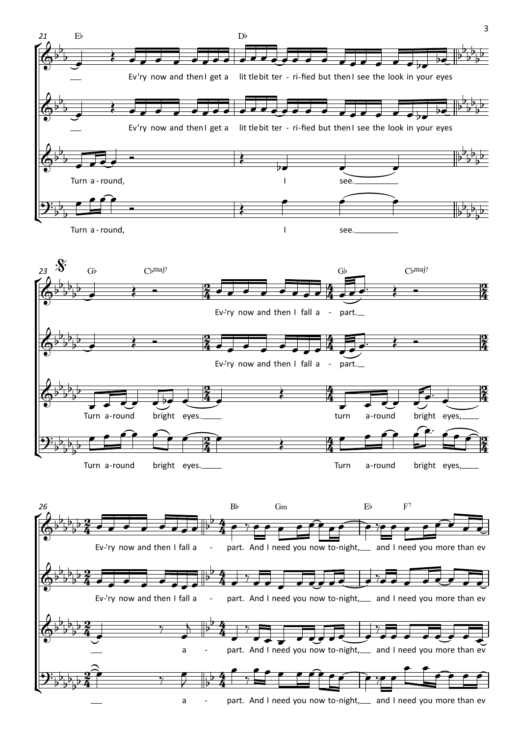21 E♭ D♭

Ev'ry now and then I get a lit tle bit ter - ri-fied but then I see the look in your eyes

Ev'ry now and then I get a lit tle bit ter - ri-fied but then I see the look in your eyes

Turn a - round, I see.

Turn a - round, I see.

23 G♭ C♭maj7 G♭ C♭maj7

Ev-'ry now and then I fall a - part.

Ev-'ry now and then I fall a - part.

Turn a-round bright eyes. turn a-round bright eyes,

Turn a-round bright eyes. Turn a-round bright eyes,

26 B♭ Gm E♭ F7

Ev-'ry now and then I fall a - part. And I need you now to-night, and I need you more than ev

Ev-'ry now and then I fall a - part. And I need you now to-night, and I need you more than ev

a - part. And I need you now to-night, and I need you more than ev

a - part. And I need you now to-night, and I need you more than ev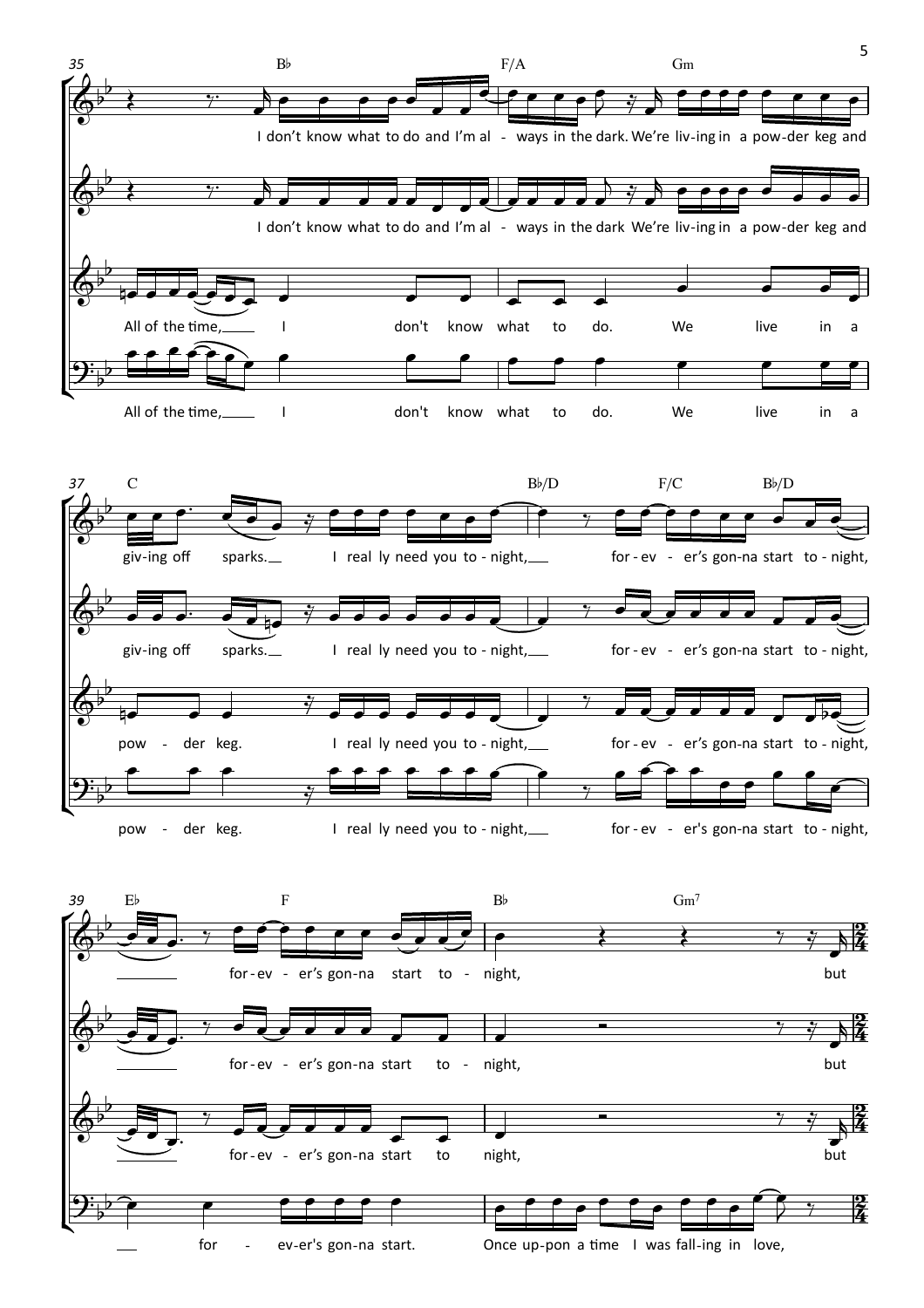35

B♭ F/A Gm

I don't know what to do and I'm al - ways in the dark. We're liv-ing in a pow-der keg and

I don't know what to do and I'm al - ways in the dark We're liv-ing in a pow-der keg and

All of the time, I don't know what to do. We live in a

All of the time, I don't know what to do. We live in a

37

C B♭/D F/C B♭/D

giv-ing off sparks. I real ly need you to - night, for - ev - er's gon-na start to - night,

giv-ing off sparks. I real ly need you to - night, for - ev - er's gon-na start to - night,

pow - der keg. I real ly need you to - night, for - ev - er's gon-na start to - night,

pow - der keg. I real ly need you to - night, for - ev - er's gon-na start to - night,

39

E♭ F B♭ Gm7

for - ev - er's gon-na start to - night, but

for - ev - er's gon-na start to - night, but

for - ev - er's gon-na start to night, but

for - ev-er's gon-na start. Once up-pon a time I was fall-ing in love,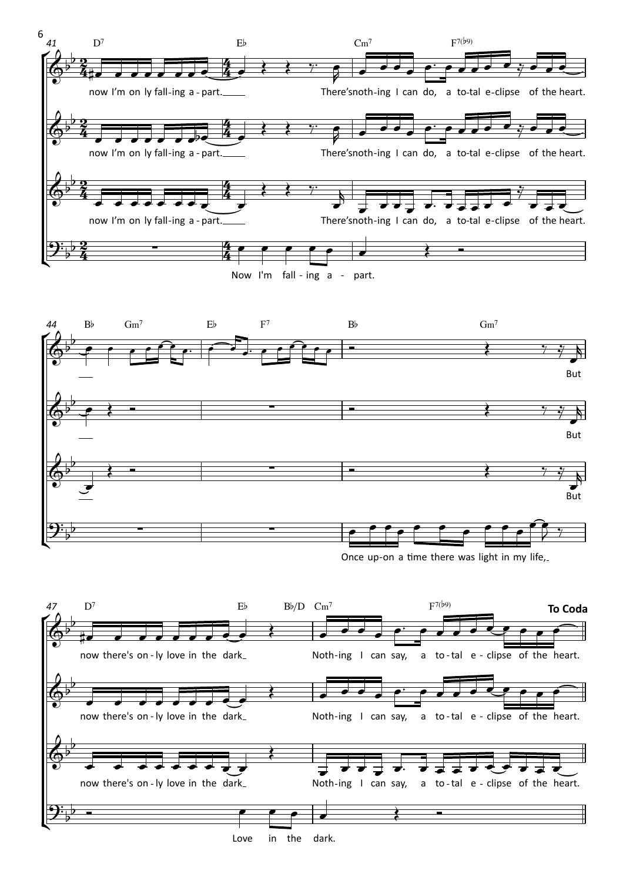**41** D7 Eb Cm7 F7(b9)

now I'm on ly fall-ing a - part. There's noth-ing I can do, a to-tal e-clipse of the heart.

now I'm on ly fall-ing a - part. There's noth-ing I can do, a to-tal e-clipse of the heart.

now I'm on ly fall-ing a - part. There's noth-ing I can do, a to-tal e-clipse of the heart.

Now I'm fall - ing a - part.

**44** Bb Gm7 Eb F7 Bb Gm7

But

But

But

Once up-on a time there was light in my life,

**47** D7 Eb Bb/D Cm7 F7(b9) **To Coda**

now there's on - ly love in the dark Noth-ing I can say, a to-tal e - clipse of the heart.

now there's on - ly love in the dark Noth-ing I can say, a to-tal e - clipse of the heart.

now there's on - ly love in the dark Noth-ing I can say, a to-tal e - clipse of the heart.

Love in the dark.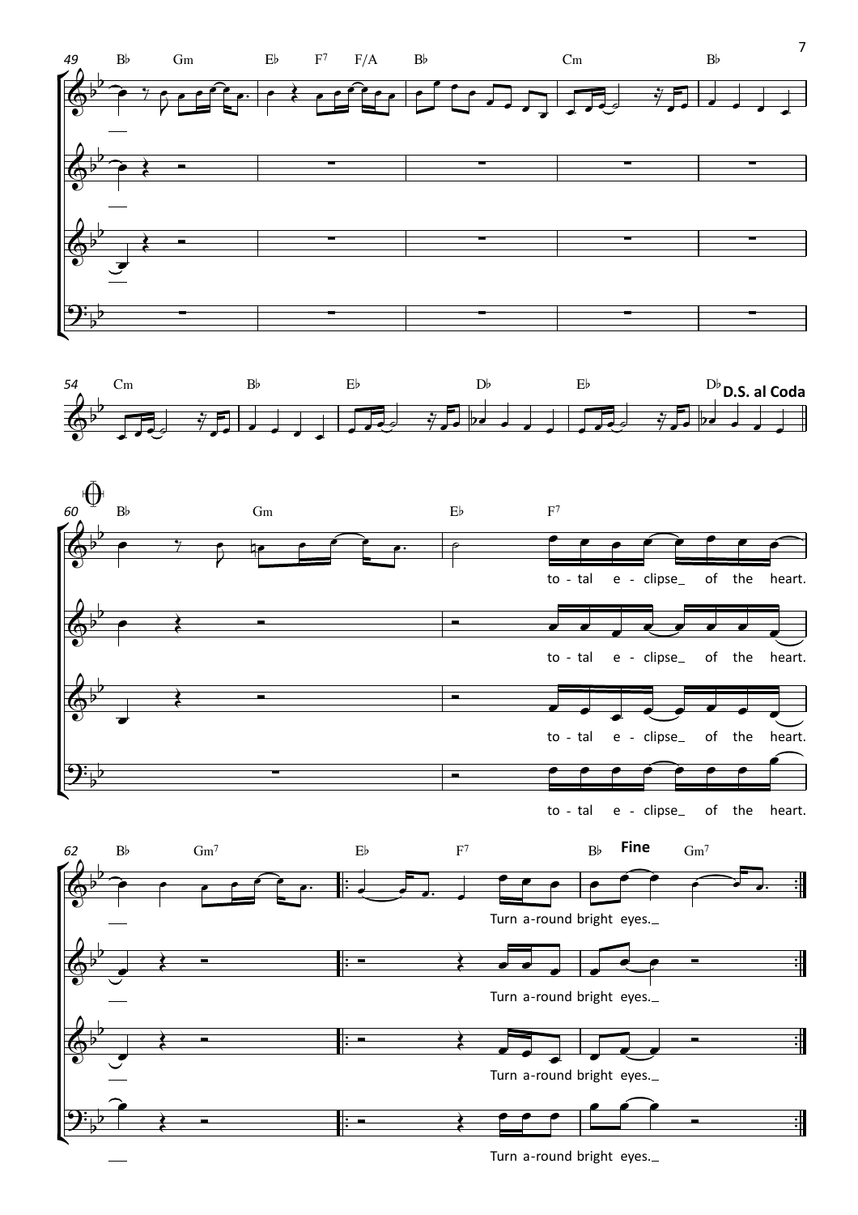49 B♭ Gm E♭ F7 F/A B♭ Cm B♭

54 Cm B♭ E♭ D♭ E♭ D♭ **D.S. al Coda**

60 B♭ Gm E♭ F7

to - tal e - clipse_ of the heart.

to - tal e - clipse_ of the heart.

to - tal e - clipse_ of the heart.

to - tal e - clipse_ of the heart.

62 B♭ Gm7 E♭ F7 B♭ **Fine** Gm7

Turn a-round bright eyes._

Turn a-round bright eyes._

Turn a-round bright eyes._

Turn a-round bright eyes._